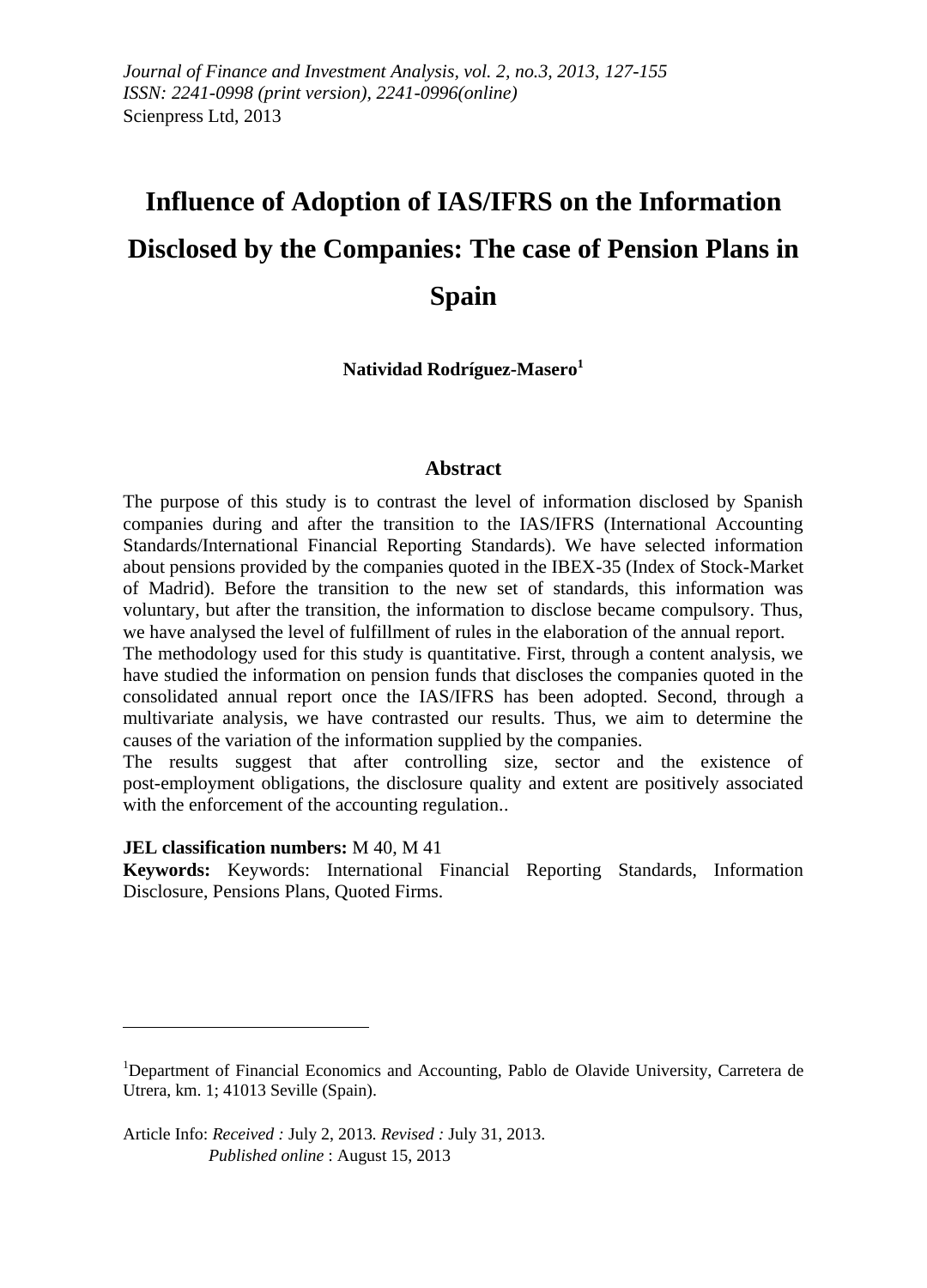*Journal of Finance and Investment Analysis, vol. 2, no.3, 2013, 127-155*
*ISSN: 2241-0998 (print version), 2241-0996(online)*
Scienpress Ltd, 2013

# Influence of Adoption of IAS/IFRS on the Information Disclosed by the Companies: The case of Pension Plans in Spain

**Natividad Rodríguez-Masero[1]**

## Abstract

The purpose of this study is to contrast the level of information disclosed by Spanish companies during and after the transition to the IAS/IFRS (International Accounting Standards/International Financial Reporting Standards). We have selected information about pensions provided by the companies quoted in the IBEX-35 (Index of Stock-Market of Madrid). Before the transition to the new set of standards, this information was voluntary, but after the transition, the information to disclose became compulsory. Thus, we have analysed the level of fulfillment of rules in the elaboration of the annual report.
The methodology used for this study is quantitative. First, through a content analysis, we have studied the information on pension funds that discloses the companies quoted in the consolidated annual report once the IAS/IFRS has been adopted. Second, through a multivariate analysis, we have contrasted our results. Thus, we aim to determine the causes of the variation of the information supplied by the companies.
The results suggest that after controlling size, sector and the existence of post-employment obligations, the disclosure quality and extent are positively associated with the enforcement of the accounting regulation..

**JEL classification numbers:** M 40, M 41
**Keywords:** Keywords: International Financial Reporting Standards, Information Disclosure, Pensions Plans, Quoted Firms.

---

[1]Department of Financial Economics and Accounting, Pablo de Olavide University, Carretera de Utrera, km. 1; 41013 Seville (Spain).

Article Info: *Received :* July 2, 2013. *Revised :* July 31, 2013.
*Published online* : August 15, 2013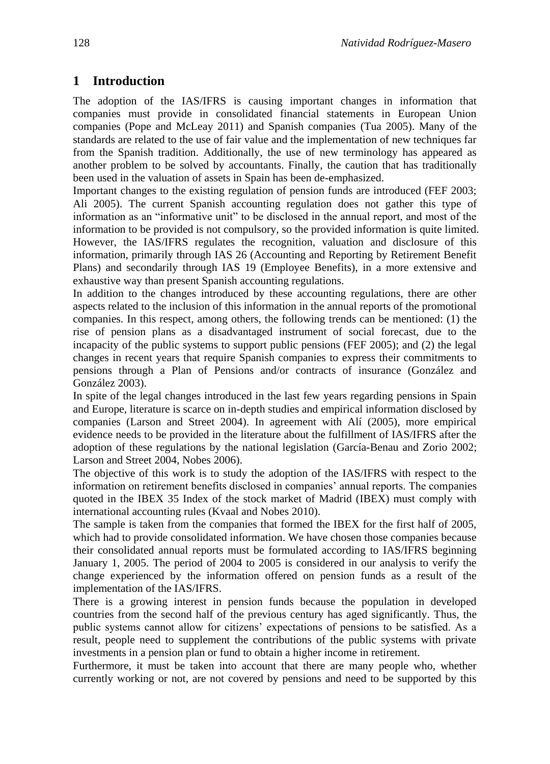## 1 Introduction

The adoption of the IAS/IFRS is causing important changes in information that companies must provide in consolidated financial statements in European Union companies (Pope and McLeay 2011) and Spanish companies (Tua 2005). Many of the standards are related to the use of fair value and the implementation of new techniques far from the Spanish tradition. Additionally, the use of new terminology has appeared as another problem to be solved by accountants. Finally, the caution that has traditionally been used in the valuation of assets in Spain has been de-emphasized.

Important changes to the existing regulation of pension funds are introduced (FEF 2003; Ali 2005). The current Spanish accounting regulation does not gather this type of information as an "informative unit" to be disclosed in the annual report, and most of the information to be provided is not compulsory, so the provided information is quite limited. However, the IAS/IFRS regulates the recognition, valuation and disclosure of this information, primarily through IAS 26 (Accounting and Reporting by Retirement Benefit Plans) and secondarily through IAS 19 (Employee Benefits), in a more extensive and exhaustive way than present Spanish accounting regulations.

In addition to the changes introduced by these accounting regulations, there are other aspects related to the inclusion of this information in the annual reports of the promotional companies. In this respect, among others, the following trends can be mentioned: (1) the rise of pension plans as a disadvantaged instrument of social forecast, due to the incapacity of the public systems to support public pensions (FEF 2005); and (2) the legal changes in recent years that require Spanish companies to express their commitments to pensions through a Plan of Pensions and/or contracts of insurance (González and González 2003).

In spite of the legal changes introduced in the last few years regarding pensions in Spain and Europe, literature is scarce on in-depth studies and empirical information disclosed by companies (Larson and Street 2004). In agreement with Alí (2005), more empirical evidence needs to be provided in the literature about the fulfillment of IAS/IFRS after the adoption of these regulations by the national legislation (García-Benau and Zorio 2002; Larson and Street 2004, Nobes 2006).

The objective of this work is to study the adoption of the IAS/IFRS with respect to the information on retirement benefits disclosed in companies' annual reports. The companies quoted in the IBEX 35 Index of the stock market of Madrid (IBEX) must comply with international accounting rules (Kvaal and Nobes 2010).

The sample is taken from the companies that formed the IBEX for the first half of 2005, which had to provide consolidated information. We have chosen those companies because their consolidated annual reports must be formulated according to IAS/IFRS beginning January 1, 2005. The period of 2004 to 2005 is considered in our analysis to verify the change experienced by the information offered on pension funds as a result of the implementation of the IAS/IFRS.

There is a growing interest in pension funds because the population in developed countries from the second half of the previous century has aged significantly. Thus, the public systems cannot allow for citizens' expectations of pensions to be satisfied. As a result, people need to supplement the contributions of the public systems with private investments in a pension plan or fund to obtain a higher income in retirement.

Furthermore, it must be taken into account that there are many people who, whether currently working or not, are not covered by pensions and need to be supported by this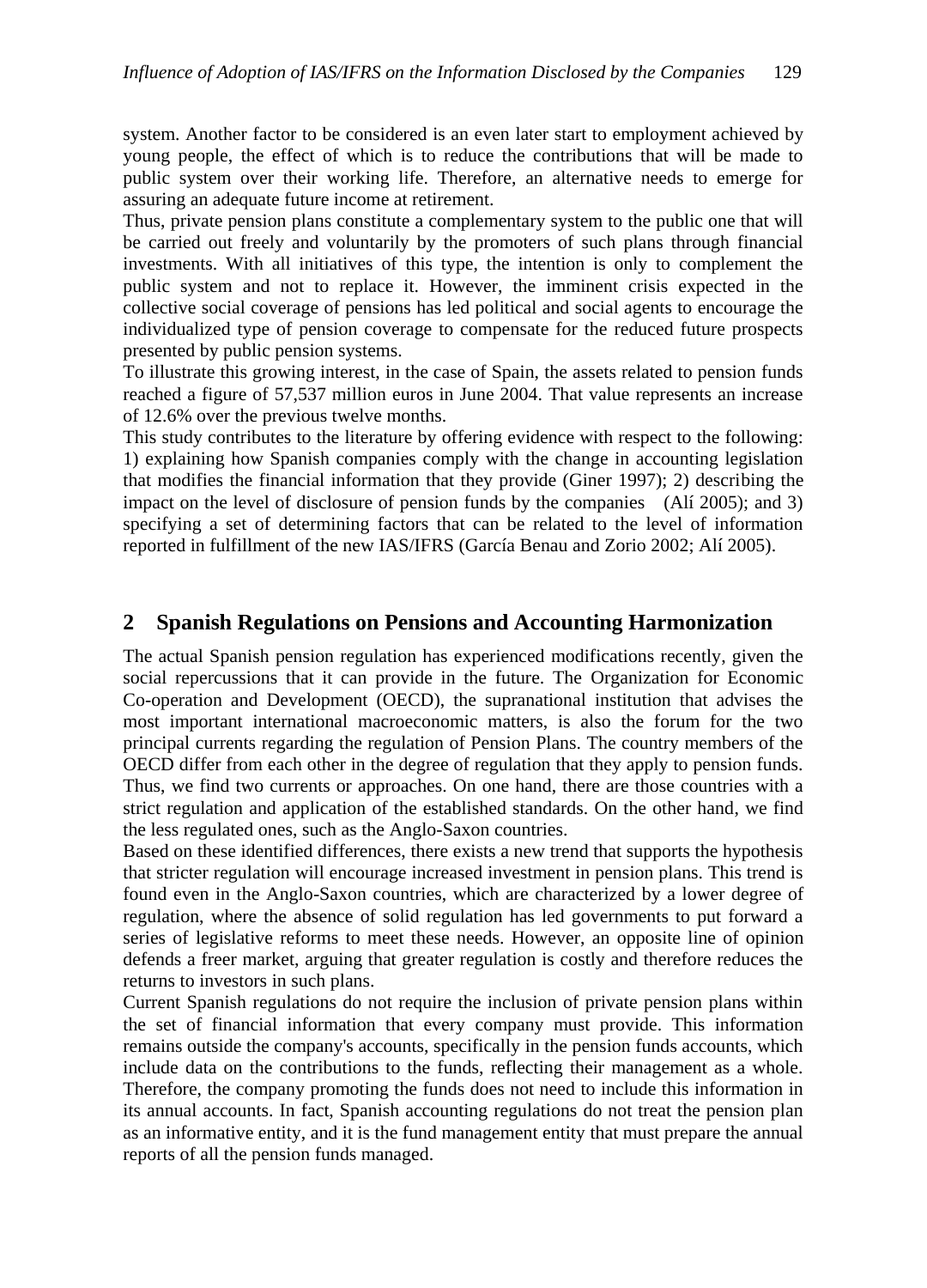system. Another factor to be considered is an even later start to employment achieved by young people, the effect of which is to reduce the contributions that will be made to public system over their working life. Therefore, an alternative needs to emerge for assuring an adequate future income at retirement.

Thus, private pension plans constitute a complementary system to the public one that will be carried out freely and voluntarily by the promoters of such plans through financial investments. With all initiatives of this type, the intention is only to complement the public system and not to replace it. However, the imminent crisis expected in the collective social coverage of pensions has led political and social agents to encourage the individualized type of pension coverage to compensate for the reduced future prospects presented by public pension systems.

To illustrate this growing interest, in the case of Spain, the assets related to pension funds reached a figure of 57,537 million euros in June 2004. That value represents an increase of 12.6% over the previous twelve months.

This study contributes to the literature by offering evidence with respect to the following: 1) explaining how Spanish companies comply with the change in accounting legislation that modifies the financial information that they provide (Giner 1997); 2) describing the impact on the level of disclosure of pension funds by the companies (Alí 2005); and 3) specifying a set of determining factors that can be related to the level of information reported in fulfillment of the new IAS/IFRS (García Benau and Zorio 2002; Alí 2005).

## 2 Spanish Regulations on Pensions and Accounting Harmonization

The actual Spanish pension regulation has experienced modifications recently, given the social repercussions that it can provide in the future. The Organization for Economic Co-operation and Development (OECD), the supranational institution that advises the most important international macroeconomic matters, is also the forum for the two principal currents regarding the regulation of Pension Plans. The country members of the OECD differ from each other in the degree of regulation that they apply to pension funds. Thus, we find two currents or approaches. On one hand, there are those countries with a strict regulation and application of the established standards. On the other hand, we find the less regulated ones, such as the Anglo-Saxon countries.

Based on these identified differences, there exists a new trend that supports the hypothesis that stricter regulation will encourage increased investment in pension plans. This trend is found even in the Anglo-Saxon countries, which are characterized by a lower degree of regulation, where the absence of solid regulation has led governments to put forward a series of legislative reforms to meet these needs. However, an opposite line of opinion defends a freer market, arguing that greater regulation is costly and therefore reduces the returns to investors in such plans.

Current Spanish regulations do not require the inclusion of private pension plans within the set of financial information that every company must provide. This information remains outside the company's accounts, specifically in the pension funds accounts, which include data on the contributions to the funds, reflecting their management as a whole. Therefore, the company promoting the funds does not need to include this information in its annual accounts. In fact, Spanish accounting regulations do not treat the pension plan as an informative entity, and it is the fund management entity that must prepare the annual reports of all the pension funds managed.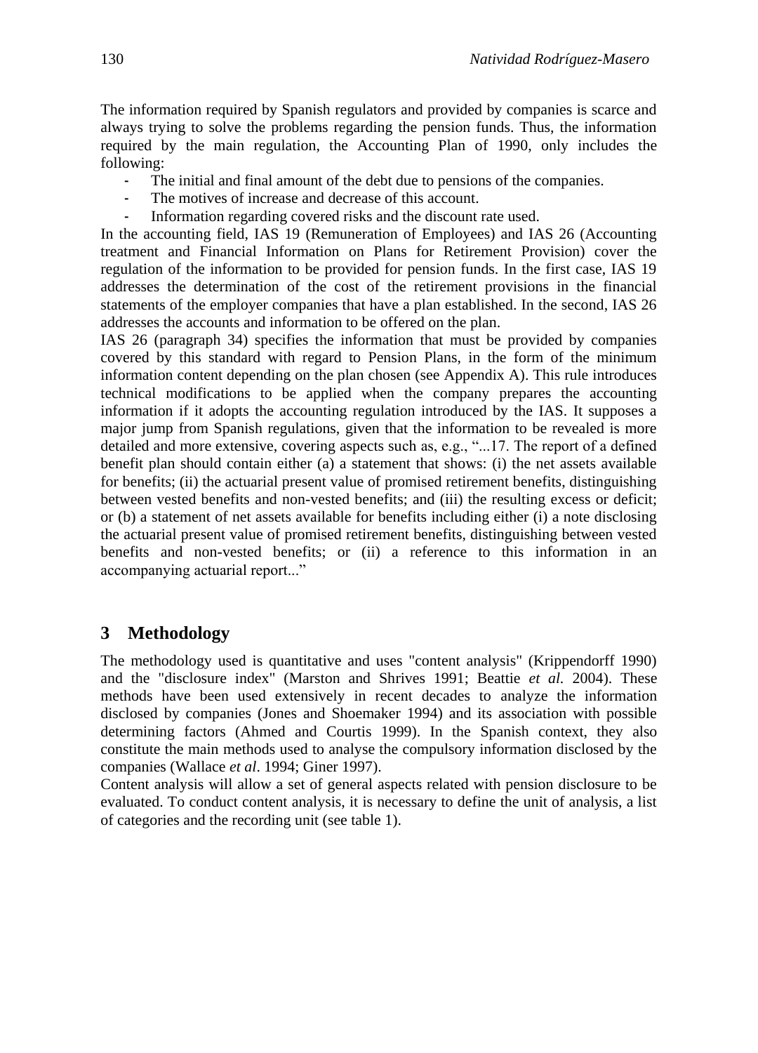The information required by Spanish regulators and provided by companies is scarce and always trying to solve the problems regarding the pension funds. Thus, the information required by the main regulation, the Accounting Plan of 1990, only includes the following:

- The initial and final amount of the debt due to pensions of the companies.
- The motives of increase and decrease of this account.
- Information regarding covered risks and the discount rate used.

In the accounting field, IAS 19 (Remuneration of Employees) and IAS 26 (Accounting treatment and Financial Information on Plans for Retirement Provision) cover the regulation of the information to be provided for pension funds. In the first case, IAS 19 addresses the determination of the cost of the retirement provisions in the financial statements of the employer companies that have a plan established. In the second, IAS 26 addresses the accounts and information to be offered on the plan.

IAS 26 (paragraph 34) specifies the information that must be provided by companies covered by this standard with regard to Pension Plans, in the form of the minimum information content depending on the plan chosen (see Appendix A). This rule introduces technical modifications to be applied when the company prepares the accounting information if it adopts the accounting regulation introduced by the IAS. It supposes a major jump from Spanish regulations, given that the information to be revealed is more detailed and more extensive, covering aspects such as, e.g., "...17. The report of a defined benefit plan should contain either (a) a statement that shows: (i) the net assets available for benefits; (ii) the actuarial present value of promised retirement benefits, distinguishing between vested benefits and non-vested benefits; and (iii) the resulting excess or deficit; or (b) a statement of net assets available for benefits including either (i) a note disclosing the actuarial present value of promised retirement benefits, distinguishing between vested benefits and non-vested benefits; or (ii) a reference to this information in an accompanying actuarial report..."

## 3 Methodology

The methodology used is quantitative and uses "content analysis" (Krippendorff 1990) and the "disclosure index" (Marston and Shrives 1991; Beattie *et al*. 2004). These methods have been used extensively in recent decades to analyze the information disclosed by companies (Jones and Shoemaker 1994) and its association with possible determining factors (Ahmed and Courtis 1999). In the Spanish context, they also constitute the main methods used to analyse the compulsory information disclosed by the companies (Wallace *et al*. 1994; Giner 1997).

Content analysis will allow a set of general aspects related with pension disclosure to be evaluated. To conduct content analysis, it is necessary to define the unit of analysis, a list of categories and the recording unit (see table 1).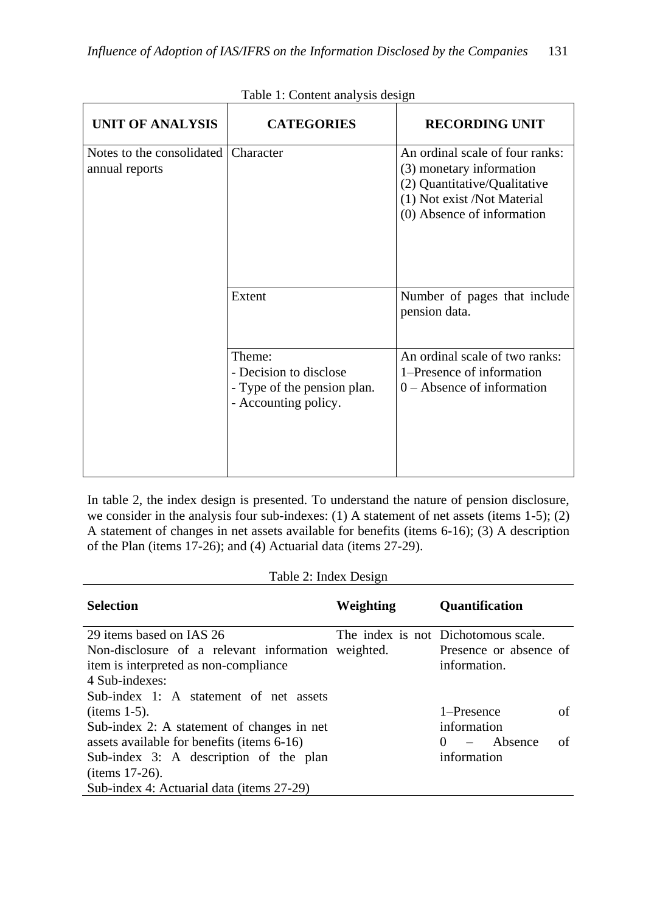Table 1: Content analysis design

| UNIT OF ANALYSIS | CATEGORIES | RECORDING UNIT |
|---|---|---|
| Notes to the consolidated annual reports | Character | An ordinal scale of four ranks:<br>(3) monetary information<br>(2) Quantitative/Qualitative<br>(1) Not exist /Not Material<br>(0) Absence of information |
| | Extent | Number of pages that include pension data. |
| | Theme:<br>- Decision to disclose<br>- Type of the pension plan.<br>- Accounting policy. | An ordinal scale of two ranks:<br>1–Presence of information<br>0 – Absence of information |

In table 2, the index design is presented. To understand the nature of pension disclosure, we consider in the analysis four sub-indexes: (1) A statement of net assets (items 1-5); (2) A statement of changes in net assets available for benefits (items 6-16); (3) A description of the Plan (items 17-26); and (4) Actuarial data (items 27-29).

Table 2: Index Design

| Selection | Weighting | Quantification |
|---|---|---|
| 29 items based on IAS 26<br>Non-disclosure of a relevant information item is interpreted as non-compliance<br>4 Sub-indexes:<br>Sub-index 1: A statement of net assets (items 1-5).<br>Sub-index 2: A statement of changes in net assets available for benefits (items 6-16)<br>Sub-index 3: A description of the plan (items 17-26).<br>Sub-index 4: Actuarial data (items 27-29) | The index is not weighted. | Dichotomous scale.<br>Presence or absence of information.<br><br>1–Presence of information<br>0 – Absence of information |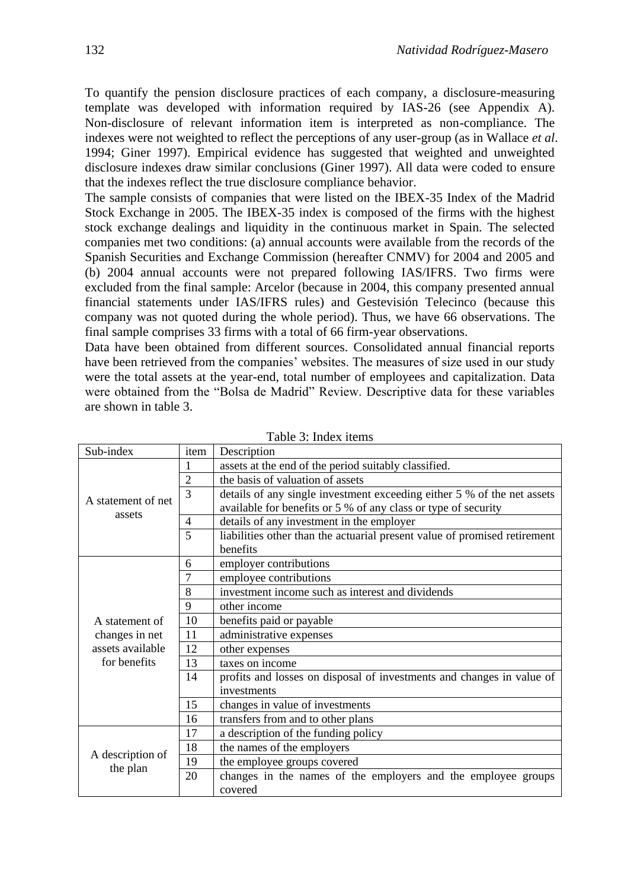To quantify the pension disclosure practices of each company, a disclosure-measuring template was developed with information required by IAS-26 (see Appendix A). Non-disclosure of relevant information item is interpreted as non-compliance. The indexes were not weighted to reflect the perceptions of any user-group (as in Wallace *et al*. 1994; Giner 1997). Empirical evidence has suggested that weighted and unweighted disclosure indexes draw similar conclusions (Giner 1997). All data were coded to ensure that the indexes reflect the true disclosure compliance behavior.

The sample consists of companies that were listed on the IBEX-35 Index of the Madrid Stock Exchange in 2005. The IBEX-35 index is composed of the firms with the highest stock exchange dealings and liquidity in the continuous market in Spain. The selected companies met two conditions: (a) annual accounts were available from the records of the Spanish Securities and Exchange Commission (hereafter CNMV) for 2004 and 2005 and (b) 2004 annual accounts were not prepared following IAS/IFRS. Two firms were excluded from the final sample: Arcelor (because in 2004, this company presented annual financial statements under IAS/IFRS rules) and Gestevisión Telecinco (because this company was not quoted during the whole period). Thus, we have 66 observations. The final sample comprises 33 firms with a total of 66 firm-year observations.

Data have been obtained from different sources. Consolidated annual financial reports have been retrieved from the companies' websites. The measures of size used in our study were the total assets at the year-end, total number of employees and capitalization. Data were obtained from the "Bolsa de Madrid" Review. Descriptive data for these variables are shown in table 3.

Table 3: Index items

| Sub-index | item | Description |
|---|---|---|
| A statement of net assets | 1 | assets at the end of the period suitably classified. |
| | 2 | the basis of valuation of assets |
| | 3 | details of any single investment exceeding either 5 % of the net assets available for benefits or 5 % of any class or type of security |
| | 4 | details of any investment in the employer |
| | 5 | liabilities other than the actuarial present value of promised retirement benefits |
| A statement of changes in net assets available for benefits | 6 | employer contributions |
| | 7 | employee contributions |
| | 8 | investment income such as interest and dividends |
| | 9 | other income |
| | 10 | benefits paid or payable |
| | 11 | administrative expenses |
| | 12 | other expenses |
| | 13 | taxes on income |
| | 14 | profits and losses on disposal of investments and changes in value of investments |
| | 15 | changes in value of investments |
| | 16 | transfers from and to other plans |
| A description of the plan | 17 | a description of the funding policy |
| | 18 | the names of the employers |
| | 19 | the employee groups covered |
| | 20 | changes in the names of the employers and the employee groups covered |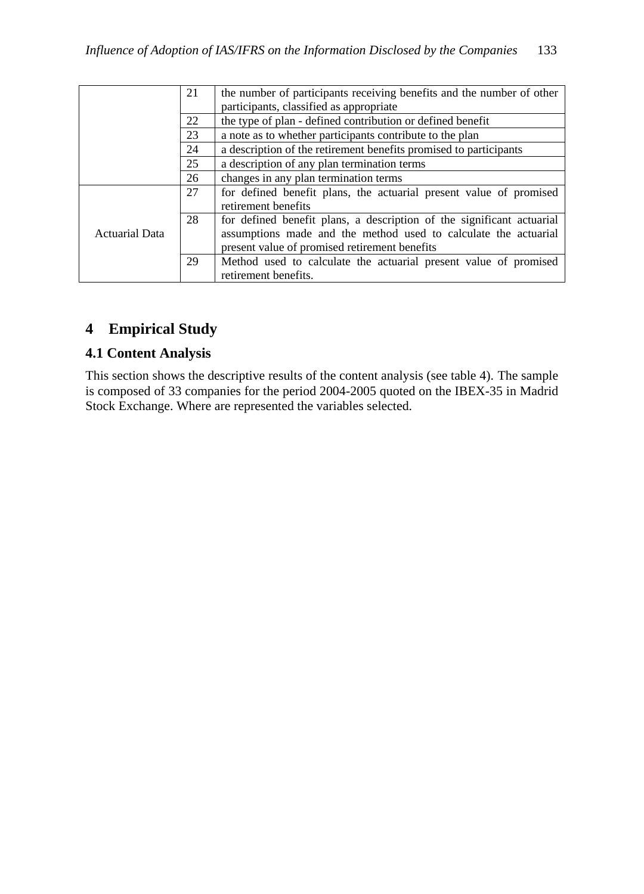| | | |
|---|---|---|
| | 21 | the number of participants receiving benefits and the number of other participants, classified as appropriate |
| | 22 | the type of plan - defined contribution or defined benefit |
| | 23 | a note as to whether participants contribute to the plan |
| | 24 | a description of the retirement benefits promised to participants |
| | 25 | a description of any plan termination terms |
| | 26 | changes in any plan termination terms |
| Actuarial Data | 27 | for defined benefit plans, the actuarial present value of promised retirement benefits |
| | 28 | for defined benefit plans, a description of the significant actuarial assumptions made and the method used to calculate the actuarial present value of promised retirement benefits |
| | 29 | Method used to calculate the actuarial present value of promised retirement benefits. |

# 4 Empirical Study

## 4.1 Content Analysis

This section shows the descriptive results of the content analysis (see table 4). The sample is composed of 33 companies for the period 2004-2005 quoted on the IBEX-35 in Madrid Stock Exchange. Where are represented the variables selected.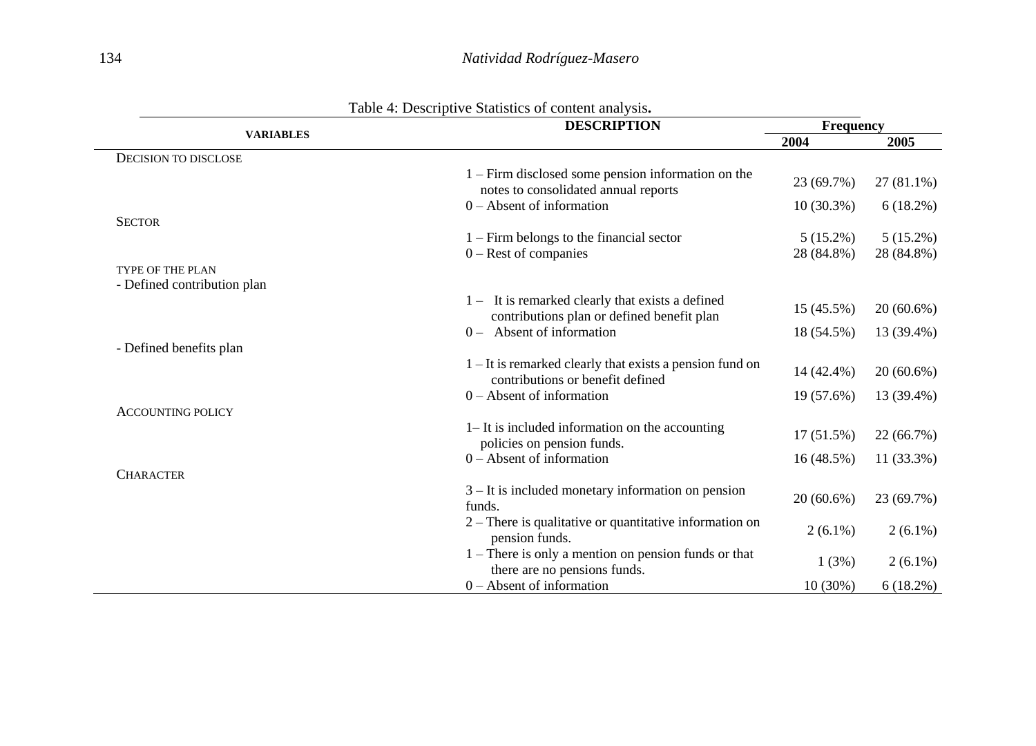Table 4: Descriptive Statistics of content analysis**.**

| VARIABLES | DESCRIPTION | Frequency | |
|---|---|---|---|
| | | 2004 | 2005 |
| DECISION TO DISCLOSE | | | |
| | 1 – Firm disclosed some pension information on the notes to consolidated annual reports | 23 (69.7%) | 27 (81.1%) |
| | 0 – Absent of information | 10 (30.3%) | 6 (18.2%) |
| SECTOR | | | |
| | 1 – Firm belongs to the financial sector | 5 (15.2%) | 5 (15.2%) |
| | 0 – Rest of companies | 28 (84.8%) | 28 (84.8%) |
| TYPE OF THE PLAN | | | |
| - Defined contribution plan | | | |
| | 1 – It is remarked clearly that exists a defined contributions plan or defined benefit plan | 15 (45.5%) | 20 (60.6%) |
| | 0 – Absent of information | 18 (54.5%) | 13 (39.4%) |
| - Defined benefits plan | | | |
| | 1 – It is remarked clearly that exists a pension fund on contributions or benefit defined | 14 (42.4%) | 20 (60.6%) |
| | 0 – Absent of information | 19 (57.6%) | 13 (39.4%) |
| ACCOUNTING POLICY | | | |
| | 1– It is included information on the accounting policies on pension funds. | 17 (51.5%) | 22 (66.7%) |
| | 0 – Absent of information | 16 (48.5%) | 11 (33.3%) |
| CHARACTER | | | |
| | 3 – It is included monetary information on pension funds. | 20 (60.6%) | 23 (69.7%) |
| | 2 – There is qualitative or quantitative information on pension funds. | 2 (6.1%) | 2 (6.1%) |
| | 1 – There is only a mention on pension funds or that there are no pensions funds. | 1 (3%) | 2 (6.1%) |
| | 0 – Absent of information | 10 (30%) | 6 (18.2%) |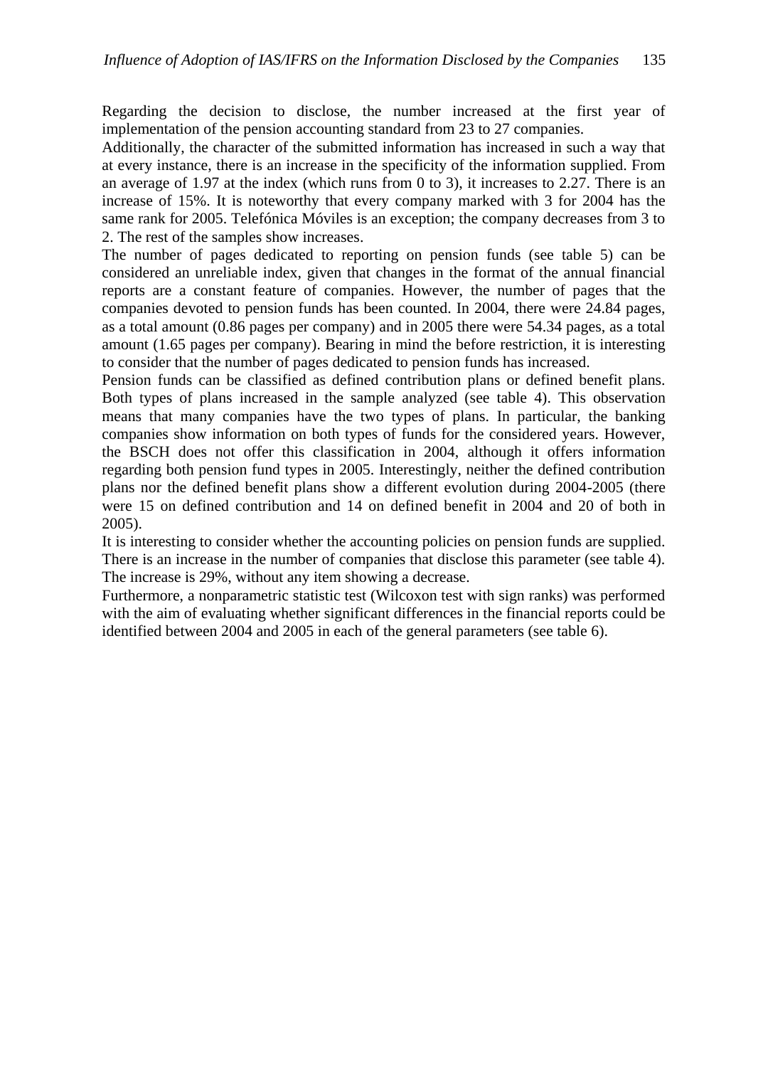Regarding the decision to disclose, the number increased at the first year of implementation of the pension accounting standard from 23 to 27 companies.

Additionally, the character of the submitted information has increased in such a way that at every instance, there is an increase in the specificity of the information supplied. From an average of 1.97 at the index (which runs from 0 to 3), it increases to 2.27. There is an increase of 15%. It is noteworthy that every company marked with 3 for 2004 has the same rank for 2005. Telefónica Móviles is an exception; the company decreases from 3 to 2. The rest of the samples show increases.

The number of pages dedicated to reporting on pension funds (see table 5) can be considered an unreliable index, given that changes in the format of the annual financial reports are a constant feature of companies. However, the number of pages that the companies devoted to pension funds has been counted. In 2004, there were 24.84 pages, as a total amount (0.86 pages per company) and in 2005 there were 54.34 pages, as a total amount (1.65 pages per company). Bearing in mind the before restriction, it is interesting to consider that the number of pages dedicated to pension funds has increased.

Pension funds can be classified as defined contribution plans or defined benefit plans. Both types of plans increased in the sample analyzed (see table 4). This observation means that many companies have the two types of plans. In particular, the banking companies show information on both types of funds for the considered years. However, the BSCH does not offer this classification in 2004, although it offers information regarding both pension fund types in 2005. Interestingly, neither the defined contribution plans nor the defined benefit plans show a different evolution during 2004-2005 (there were 15 on defined contribution and 14 on defined benefit in 2004 and 20 of both in 2005).

It is interesting to consider whether the accounting policies on pension funds are supplied. There is an increase in the number of companies that disclose this parameter (see table 4). The increase is 29%, without any item showing a decrease.

Furthermore, a nonparametric statistic test (Wilcoxon test with sign ranks) was performed with the aim of evaluating whether significant differences in the financial reports could be identified between 2004 and 2005 in each of the general parameters (see table 6).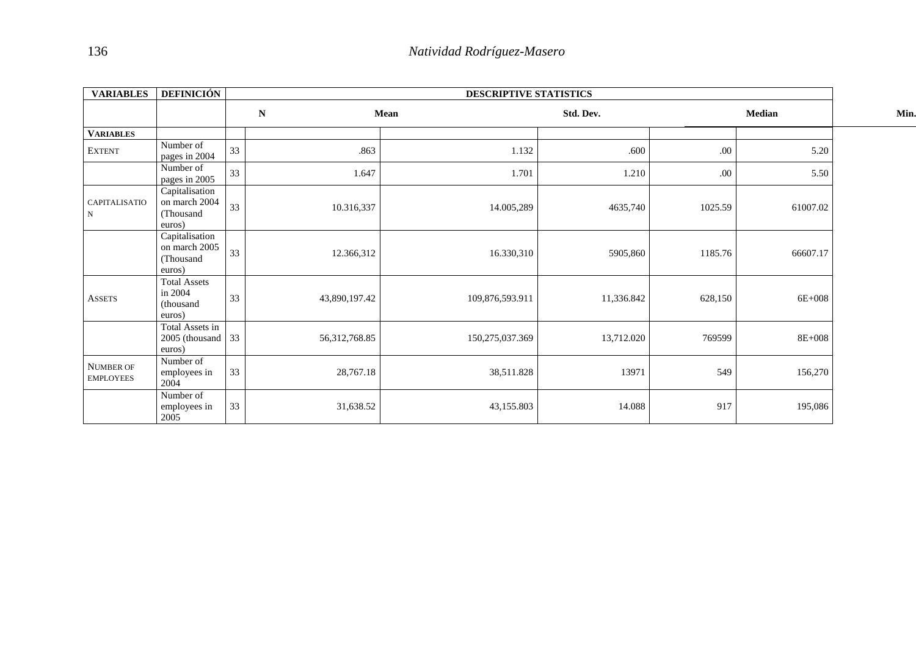| VARIABLES | DEFINICIÓN | DESCRIPTIVE STATISTICS | | | | | |
|---|---|---|---|---|---|---|---|
| | | N | Mean | Std. Dev. | Median | Min. | |
| VARIABLES | | | | | | | |
| EXTENT | Number of pages in 2004 | 33 | .863 | 1.132 | .600 | .00 | 5.20 |
| | Number of pages in 2005 | 33 | 1.647 | 1.701 | 1.210 | .00 | 5.50 |
| CAPITALISATION | Capitalisation on march 2004 (Thousand euros) | 33 | 10.316,337 | 14.005,289 | 4635,740 | 1025.59 | 61007.02 |
| | Capitalisation on march 2005 (Thousand euros) | 33 | 12.366,312 | 16.330,310 | 5905,860 | 1185.76 | 66607.17 |
| ASSETS | Total Assets in 2004 (thousand euros) | 33 | 43,890,197.42 | 109,876,593.911 | 11,336.842 | 628,150 | 6E+008 |
| | Total Assets in 2005 (thousand euros) | 33 | 56,312,768.85 | 150,275,037.369 | 13,712.020 | 769599 | 8E+008 |
| NUMBER OF EMPLOYEES | Number of employees in 2004 | 33 | 28,767.18 | 38,511.828 | 13971 | 549 | 156,270 |
| | Number of employees in 2005 | 33 | 31,638.52 | 43,155.803 | 14.088 | 917 | 195,086 |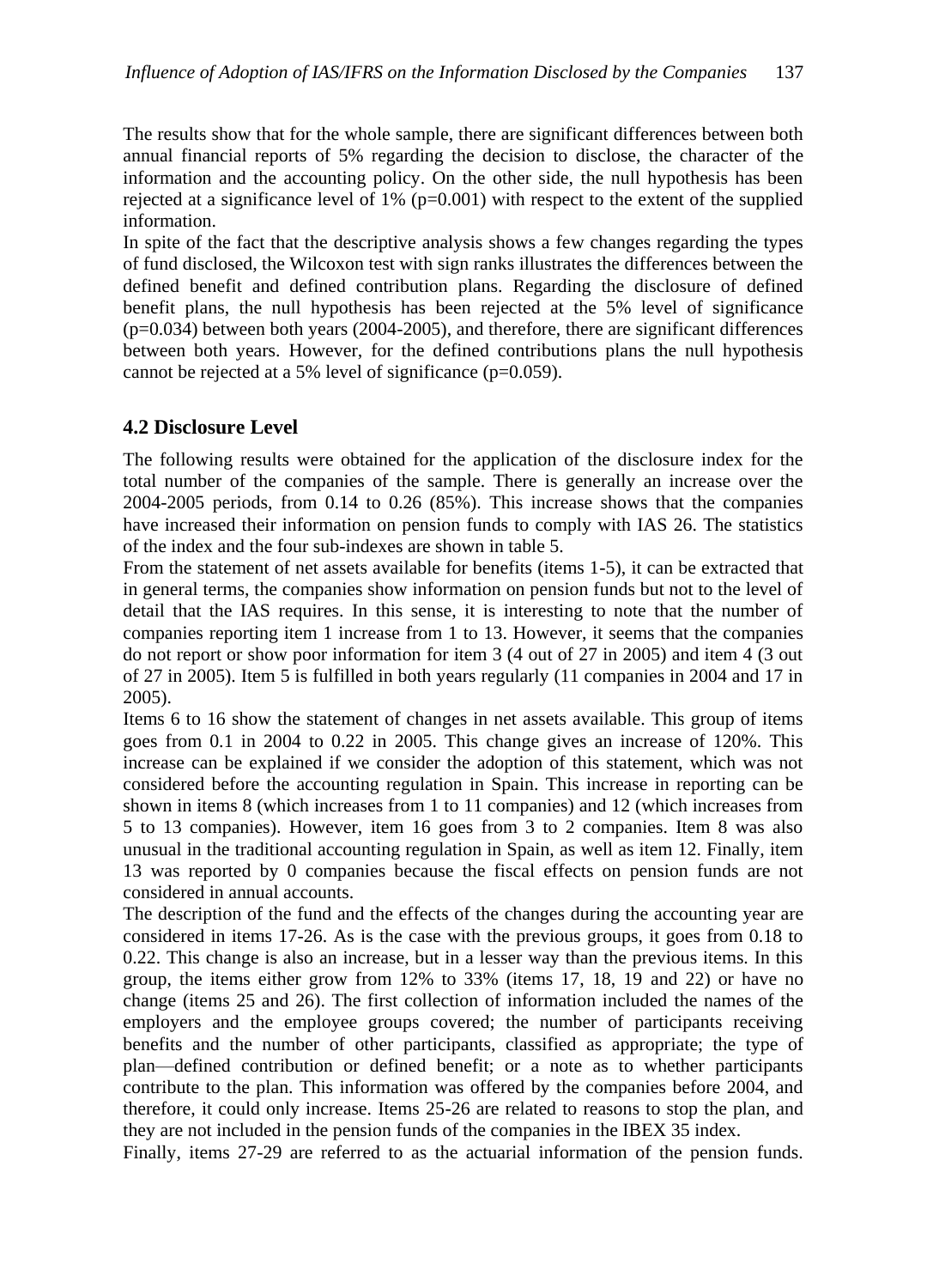The results show that for the whole sample, there are significant differences between both annual financial reports of 5% regarding the decision to disclose, the character of the information and the accounting policy. On the other side, the null hypothesis has been rejected at a significance level of 1% (p=0.001) with respect to the extent of the supplied information.

In spite of the fact that the descriptive analysis shows a few changes regarding the types of fund disclosed, the Wilcoxon test with sign ranks illustrates the differences between the defined benefit and defined contribution plans. Regarding the disclosure of defined benefit plans, the null hypothesis has been rejected at the 5% level of significance (p=0.034) between both years (2004-2005), and therefore, there are significant differences between both years. However, for the defined contributions plans the null hypothesis cannot be rejected at a 5% level of significance (p=0.059).

### 4.2 Disclosure Level

The following results were obtained for the application of the disclosure index for the total number of the companies of the sample. There is generally an increase over the 2004-2005 periods, from 0.14 to 0.26 (85%). This increase shows that the companies have increased their information on pension funds to comply with IAS 26. The statistics of the index and the four sub-indexes are shown in table 5.

From the statement of net assets available for benefits (items 1-5), it can be extracted that in general terms, the companies show information on pension funds but not to the level of detail that the IAS requires. In this sense, it is interesting to note that the number of companies reporting item 1 increase from 1 to 13. However, it seems that the companies do not report or show poor information for item 3 (4 out of 27 in 2005) and item 4 (3 out of 27 in 2005). Item 5 is fulfilled in both years regularly (11 companies in 2004 and 17 in 2005).

Items 6 to 16 show the statement of changes in net assets available. This group of items goes from 0.1 in 2004 to 0.22 in 2005. This change gives an increase of 120%. This increase can be explained if we consider the adoption of this statement, which was not considered before the accounting regulation in Spain. This increase in reporting can be shown in items 8 (which increases from 1 to 11 companies) and 12 (which increases from 5 to 13 companies). However, item 16 goes from 3 to 2 companies. Item 8 was also unusual in the traditional accounting regulation in Spain, as well as item 12. Finally, item 13 was reported by 0 companies because the fiscal effects on pension funds are not considered in annual accounts.

The description of the fund and the effects of the changes during the accounting year are considered in items 17-26. As is the case with the previous groups, it goes from 0.18 to 0.22. This change is also an increase, but in a lesser way than the previous items. In this group, the items either grow from 12% to 33% (items 17, 18, 19 and 22) or have no change (items 25 and 26). The first collection of information included the names of the employers and the employee groups covered; the number of participants receiving benefits and the number of other participants, classified as appropriate; the type of plan—defined contribution or defined benefit; or a note as to whether participants contribute to the plan. This information was offered by the companies before 2004, and therefore, it could only increase. Items 25-26 are related to reasons to stop the plan, and they are not included in the pension funds of the companies in the IBEX 35 index.

Finally, items 27-29 are referred to as the actuarial information of the pension funds.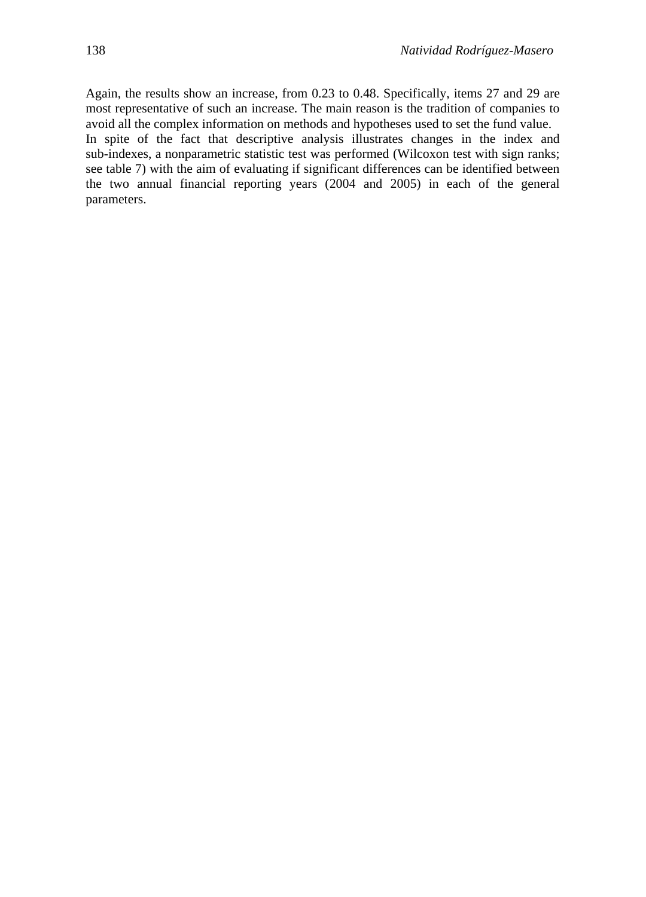Again, the results show an increase, from 0.23 to 0.48. Specifically, items 27 and 29 are most representative of such an increase. The main reason is the tradition of companies to avoid all the complex information on methods and hypotheses used to set the fund value.

In spite of the fact that descriptive analysis illustrates changes in the index and sub-indexes, a nonparametric statistic test was performed (Wilcoxon test with sign ranks; see table 7) with the aim of evaluating if significant differences can be identified between the two annual financial reporting years (2004 and 2005) in each of the general parameters.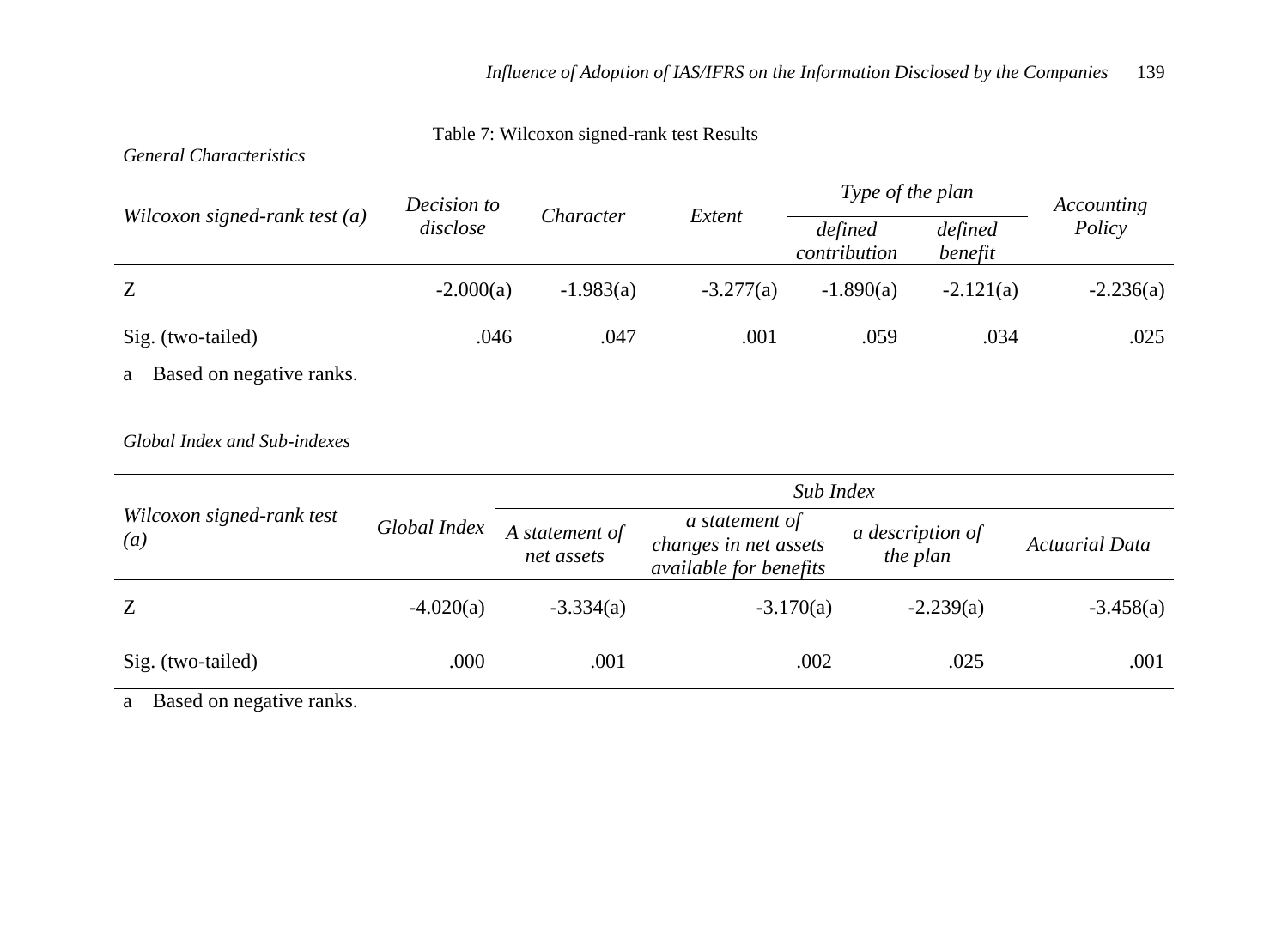Table 7: Wilcoxon signed-rank test Results

*General Characteristics*

| *Wilcoxon signed-rank test (a)* | *Decision to disclose* | *Character* | *Extent* | *Type of the plan* | | *Accounting Policy* |
|---|---|---|---|---|---|---|
| | | | | *defined contribution* | *defined benefit* | |
| Z | -2.000(a) | -1.983(a) | -3.277(a) | -1.890(a) | -2.121(a) | -2.236(a) |
| Sig. (two-tailed) | .046 | .047 | .001 | .059 | .034 | .025 |

a Based on negative ranks.

*Global Index and Sub-indexes*

| *Wilcoxon signed-rank test (a)* | *Global Index* | *Sub Index* | | | |
|---|---|---|---|---|---|
| | | *A statement of net assets* | *a statement of changes in net assets available for benefits* | *a description of the plan* | *Actuarial Data* |
| Z | -4.020(a) | -3.334(a) | -3.170(a) | -2.239(a) | -3.458(a) |
| Sig. (two-tailed) | .000 | .001 | .002 | .025 | .001 |

a Based on negative ranks.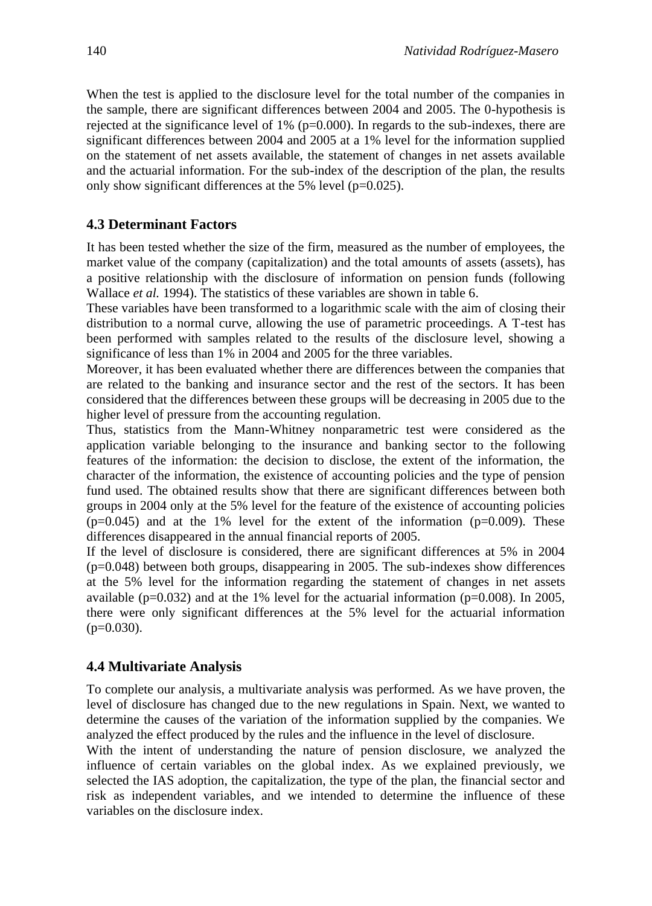When the test is applied to the disclosure level for the total number of the companies in the sample, there are significant differences between 2004 and 2005. The 0-hypothesis is rejected at the significance level of 1% (p=0.000). In regards to the sub-indexes, there are significant differences between 2004 and 2005 at a 1% level for the information supplied on the statement of net assets available, the statement of changes in net assets available and the actuarial information. For the sub-index of the description of the plan, the results only show significant differences at the 5% level (p=0.025).

### 4.3 Determinant Factors

It has been tested whether the size of the firm, measured as the number of employees, the market value of the company (capitalization) and the total amounts of assets (assets), has a positive relationship with the disclosure of information on pension funds (following Wallace *et al.* 1994). The statistics of these variables are shown in table 6.

These variables have been transformed to a logarithmic scale with the aim of closing their distribution to a normal curve, allowing the use of parametric proceedings. A T-test has been performed with samples related to the results of the disclosure level, showing a significance of less than 1% in 2004 and 2005 for the three variables.

Moreover, it has been evaluated whether there are differences between the companies that are related to the banking and insurance sector and the rest of the sectors. It has been considered that the differences between these groups will be decreasing in 2005 due to the higher level of pressure from the accounting regulation.

Thus, statistics from the Mann-Whitney nonparametric test were considered as the application variable belonging to the insurance and banking sector to the following features of the information: the decision to disclose, the extent of the information, the character of the information, the existence of accounting policies and the type of pension fund used. The obtained results show that there are significant differences between both groups in 2004 only at the 5% level for the feature of the existence of accounting policies (p=0.045) and at the 1% level for the extent of the information (p=0.009). These differences disappeared in the annual financial reports of 2005.

If the level of disclosure is considered, there are significant differences at 5% in 2004 (p=0.048) between both groups, disappearing in 2005. The sub-indexes show differences at the 5% level for the information regarding the statement of changes in net assets available (p=0.032) and at the 1% level for the actuarial information (p=0.008). In 2005, there were only significant differences at the 5% level for the actuarial information (p=0.030).

### 4.4 Multivariate Analysis

To complete our analysis, a multivariate analysis was performed. As we have proven, the level of disclosure has changed due to the new regulations in Spain. Next, we wanted to determine the causes of the variation of the information supplied by the companies. We analyzed the effect produced by the rules and the influence in the level of disclosure.

With the intent of understanding the nature of pension disclosure, we analyzed the influence of certain variables on the global index. As we explained previously, we selected the IAS adoption, the capitalization, the type of the plan, the financial sector and risk as independent variables, and we intended to determine the influence of these variables on the disclosure index.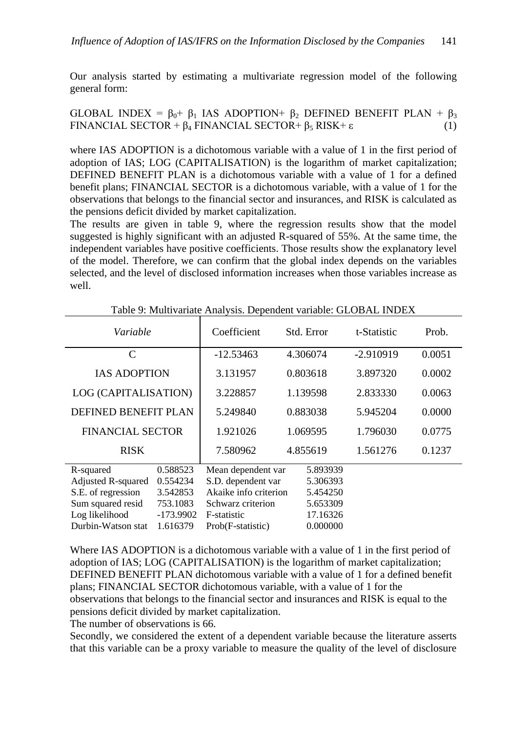Our analysis started by estimating a multivariate regression model of the following general form:

$$\text{GLOBAL INDEX} = \beta_0 + \beta_1 \text{ IAS ADOPTION} + \beta_2 \text{ DEFINED BENEFIT PLAN} + \beta_3 \text{ FINANCIAL SECTOR} + \beta_4 \text{ FINANCIAL SECTOR} + \beta_5 \text{ RISK} + \varepsilon \quad (1)$$

where IAS ADOPTION is a dichotomous variable with a value of 1 in the first period of adoption of IAS; LOG (CAPITALISATION) is the logarithm of market capitalization; DEFINED BENEFIT PLAN is a dichotomous variable with a value of 1 for a defined benefit plans; FINANCIAL SECTOR is a dichotomous variable, with a value of 1 for the observations that belongs to the financial sector and insurances, and RISK is calculated as the pensions deficit divided by market capitalization.

The results are given in table 9, where the regression results show that the model suggested is highly significant with an adjusted R-squared of 55%. At the same time, the independent variables have positive coefficients. Those results show the explanatory level of the model. Therefore, we can confirm that the global index depends on the variables selected, and the level of disclosed information increases when those variables increase as well.

Table 9: Multivariate Analysis. Dependent variable: GLOBAL INDEX

| *Variable* | Coefficient | Std. Error | t-Statistic | Prob. |
|---|---|---|---|---|
| C | -12.53463 | 4.306074 | -2.910919 | 0.0051 |
| IAS ADOPTION | 3.131957 | 0.803618 | 3.897320 | 0.0002 |
| LOG (CAPITALISATION) | 3.228857 | 1.139598 | 2.833330 | 0.0063 |
| DEFINED BENEFIT PLAN | 5.249840 | 0.883038 | 5.945204 | 0.0000 |
| FINANCIAL SECTOR | 1.921026 | 1.069595 | 1.796030 | 0.0775 |
| RISK | 7.580962 | 4.855619 | 1.561276 | 0.1237 |

| | | | |
|---|---|---|---|
| R-squared | 0.588523 | Mean dependent var | 5.893939 |
| Adjusted R-squared | 0.554234 | S.D. dependent var | 5.306393 |
| S.E. of regression | 3.542853 | Akaike info criterion | 5.454250 |
| Sum squared resid | 753.1083 | Schwarz criterion | 5.653309 |
| Log likelihood | -173.9902 | F-statistic | 17.16326 |
| Durbin-Watson stat | 1.616379 | Prob(F-statistic) | 0.000000 |

Where IAS ADOPTION is a dichotomous variable with a value of 1 in the first period of adoption of IAS; LOG (CAPITALISATION) is the logarithm of market capitalization; DEFINED BENEFIT PLAN dichotomous variable with a value of 1 for a defined benefit plans; FINANCIAL SECTOR dichotomous variable, with a value of 1 for the observations that belongs to the financial sector and insurances and RISK is equal to the pensions deficit divided by market capitalization.

The number of observations is 66.

Secondly, we considered the extent of a dependent variable because the literature asserts that this variable can be a proxy variable to measure the quality of the level of disclosure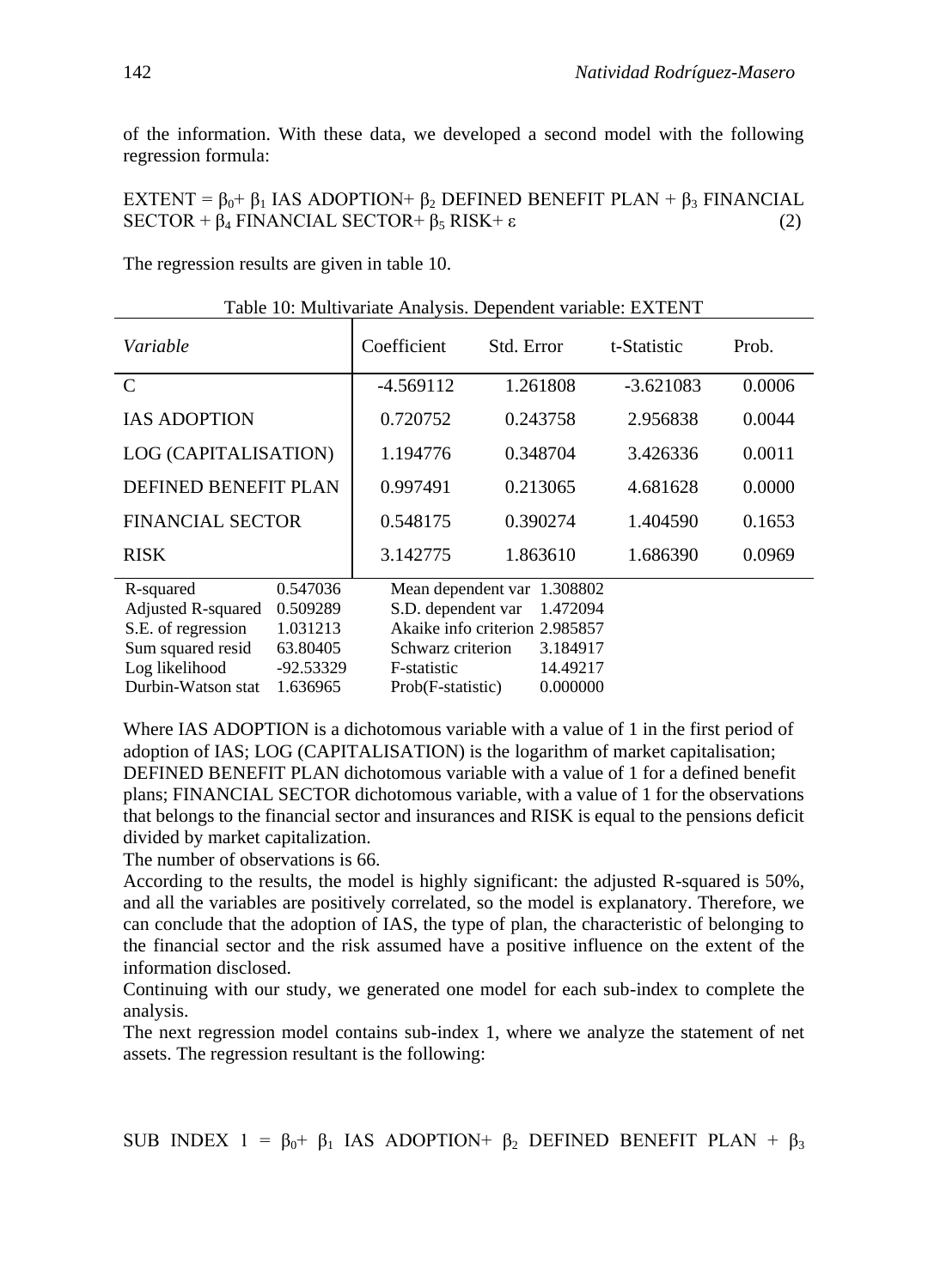of the information. With these data, we developed a second model with the following regression formula:

$$\text{EXTENT} = \beta_0 + \beta_1 \text{ IAS ADOPTION} + \beta_2 \text{ DEFINED BENEFIT PLAN} + \beta_3 \text{ FINANCIAL SECTOR} + \beta_4 \text{ FINANCIAL SECTOR} + \beta_5 \text{ RISK} + \varepsilon \quad (2)$$

The regression results are given in table 10.

Table 10: Multivariate Analysis. Dependent variable: EXTENT

| *Variable* | Coefficient | Std. Error | t-Statistic | Prob. |
|---|---|---|---|---|
| C | -4.569112 | 1.261808 | -3.621083 | 0.0006 |
| IAS ADOPTION | 0.720752 | 0.243758 | 2.956838 | 0.0044 |
| LOG (CAPITALISATION) | 1.194776 | 0.348704 | 3.426336 | 0.0011 |
| DEFINED BENEFIT PLAN | 0.997491 | 0.213065 | 4.681628 | 0.0000 |
| FINANCIAL SECTOR | 0.548175 | 0.390274 | 1.404590 | 0.1653 |
| RISK | 3.142775 | 1.863610 | 1.686390 | 0.0969 |

| | | | |
|---|---|---|---|
| R-squared | 0.547036 | Mean dependent var | 1.308802 |
| Adjusted R-squared | 0.509289 | S.D. dependent var | 1.472094 |
| S.E. of regression | 1.031213 | Akaike info criterion | 2.985857 |
| Sum squared resid | 63.80405 | Schwarz criterion | 3.184917 |
| Log likelihood | -92.53329 | F-statistic | 14.49217 |
| Durbin-Watson stat | 1.636965 | Prob(F-statistic) | 0.000000 |

Where IAS ADOPTION is a dichotomous variable with a value of 1 in the first period of adoption of IAS; LOG (CAPITALISATION) is the logarithm of market capitalisation; DEFINED BENEFIT PLAN dichotomous variable with a value of 1 for a defined benefit plans; FINANCIAL SECTOR dichotomous variable, with a value of 1 for the observations that belongs to the financial sector and insurances and RISK is equal to the pensions deficit divided by market capitalization.

The number of observations is 66.

According to the results, the model is highly significant: the adjusted R-squared is 50%, and all the variables are positively correlated, so the model is explanatory. Therefore, we can conclude that the adoption of IAS, the type of plan, the characteristic of belonging to the financial sector and the risk assumed have a positive influence on the extent of the information disclosed.

Continuing with our study, we generated one model for each sub-index to complete the analysis.

The next regression model contains sub-index 1, where we analyze the statement of net assets. The regression resultant is the following:

$$\text{SUB INDEX 1} = \beta_0 + \beta_1 \text{ IAS ADOPTION} + \beta_2 \text{ DEFINED BENEFIT PLAN} + \beta_3$$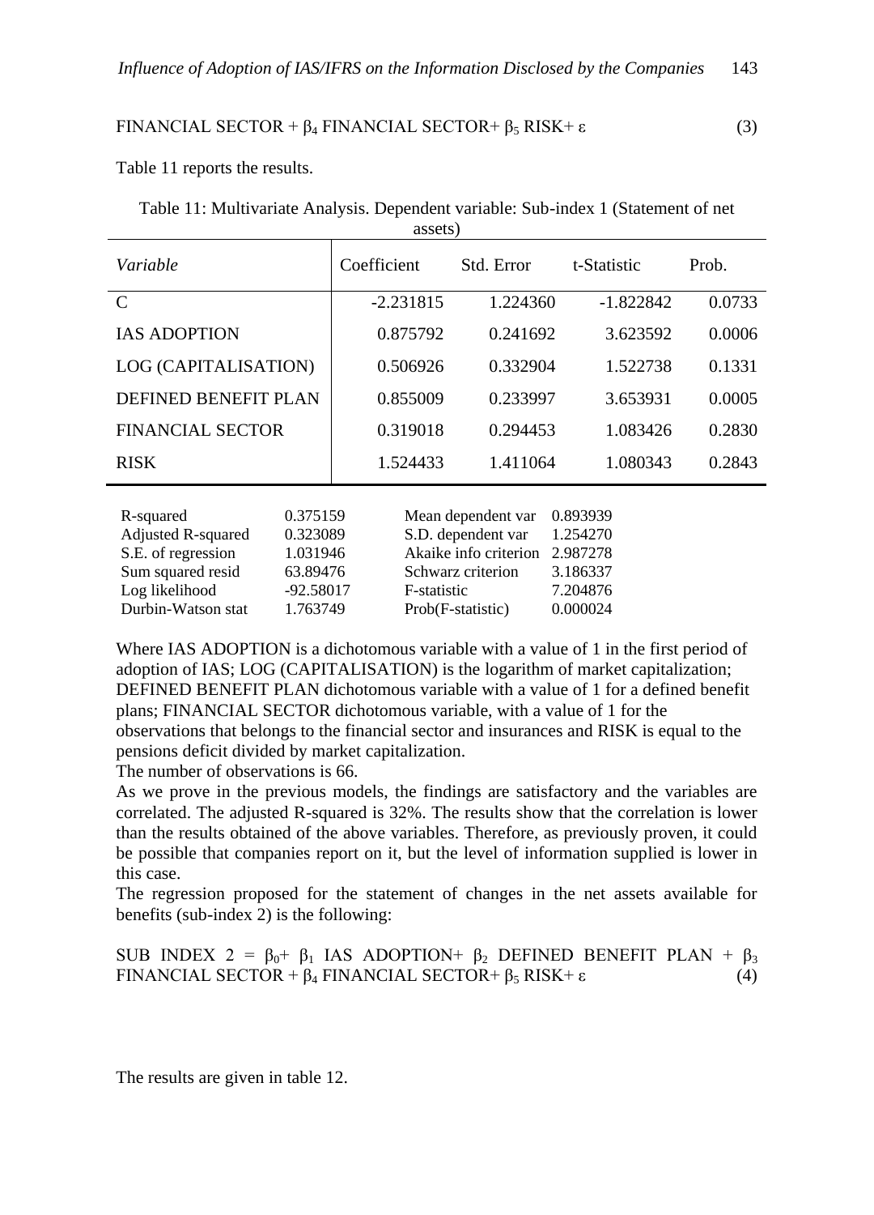FINANCIAL SECTOR + $\beta_4$ FINANCIAL SECTOR+ $\beta_5$ RISK+ $\varepsilon$ (3)

Table 11 reports the results.

Table 11: Multivariate Analysis. Dependent variable: Sub-index 1 (Statement of net assets)

| *Variable* | Coefficient | Std. Error | t-Statistic | Prob. |
|---|---|---|---|---|
| C | -2.231815 | 1.224360 | -1.822842 | 0.0733 |
| IAS ADOPTION | 0.875792 | 0.241692 | 3.623592 | 0.0006 |
| LOG (CAPITALISATION) | 0.506926 | 0.332904 | 1.522738 | 0.1331 |
| DEFINED BENEFIT PLAN | 0.855009 | 0.233997 | 3.653931 | 0.0005 |
| FINANCIAL SECTOR | 0.319018 | 0.294453 | 1.083426 | 0.2830 |
| RISK | 1.524433 | 1.411064 | 1.080343 | 0.2843 |

| | | | |
|---|---|---|---|
| R-squared | 0.375159 | Mean dependent var | 0.893939 |
| Adjusted R-squared | 0.323089 | S.D. dependent var | 1.254270 |
| S.E. of regression | 1.031946 | Akaike info criterion | 2.987278 |
| Sum squared resid | 63.89476 | Schwarz criterion | 3.186337 |
| Log likelihood | -92.58017 | F-statistic | 7.204876 |
| Durbin-Watson stat | 1.763749 | Prob(F-statistic) | 0.000024 |

Where IAS ADOPTION is a dichotomous variable with a value of 1 in the first period of adoption of IAS; LOG (CAPITALISATION) is the logarithm of market capitalization; DEFINED BENEFIT PLAN dichotomous variable with a value of 1 for a defined benefit plans; FINANCIAL SECTOR dichotomous variable, with a value of 1 for the observations that belongs to the financial sector and insurances and RISK is equal to the pensions deficit divided by market capitalization.

The number of observations is 66.

As we prove in the previous models, the findings are satisfactory and the variables are correlated. The adjusted R-squared is 32%. The results show that the correlation is lower than the results obtained of the above variables. Therefore, as previously proven, it could be possible that companies report on it, but the level of information supplied is lower in this case.

The regression proposed for the statement of changes in the net assets available for benefits (sub-index 2) is the following:

SUB INDEX 2 = $\beta_0$+ $\beta_1$ IAS ADOPTION+ $\beta_2$ DEFINED BENEFIT PLAN + $\beta_3$ FINANCIAL SECTOR + $\beta_4$ FINANCIAL SECTOR+ $\beta_5$ RISK+ $\varepsilon$ (4)

The results are given in table 12.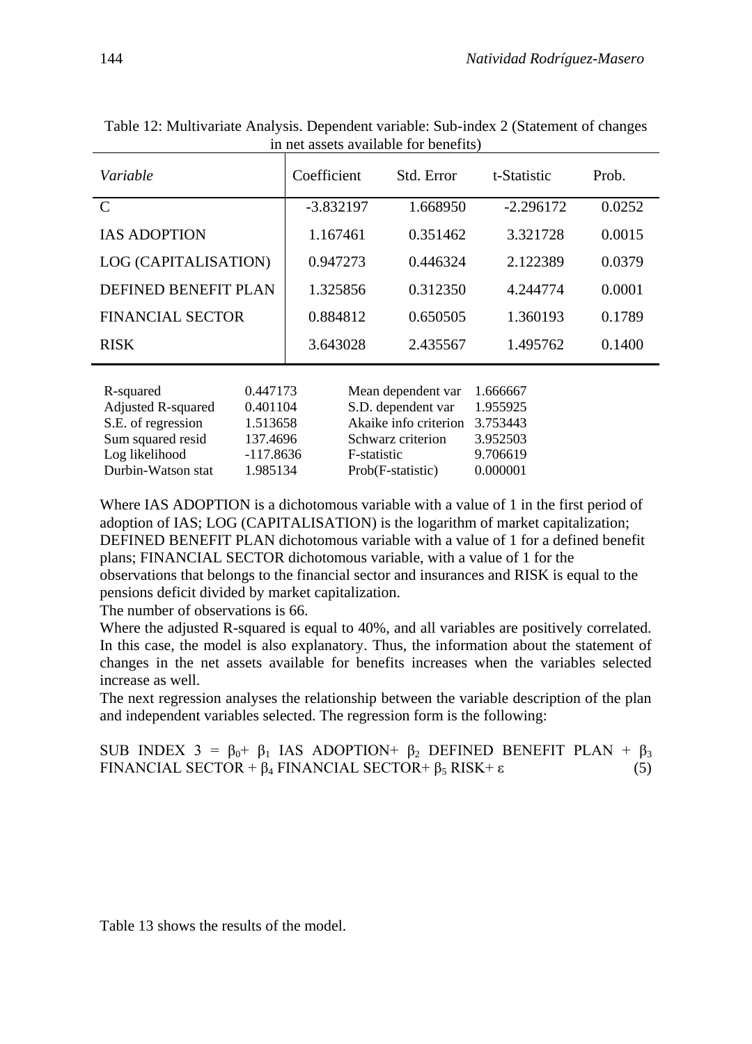Table 12: Multivariate Analysis. Dependent variable: Sub-index 2 (Statement of changes in net assets available for benefits)

| *Variable* | Coefficient | Std. Error | t-Statistic | Prob. |
|---|---|---|---|---|
| C | -3.832197 | 1.668950 | -2.296172 | 0.0252 |
| IAS ADOPTION | 1.167461 | 0.351462 | 3.321728 | 0.0015 |
| LOG (CAPITALISATION) | 0.947273 | 0.446324 | 2.122389 | 0.0379 |
| DEFINED BENEFIT PLAN | 1.325856 | 0.312350 | 4.244774 | 0.0001 |
| FINANCIAL SECTOR | 0.884812 | 0.650505 | 1.360193 | 0.1789 |
| RISK | 3.643028 | 2.435567 | 1.495762 | 0.1400 |

| | | | |
|---|---|---|---|
| R-squared | 0.447173 | Mean dependent var | 1.666667 |
| Adjusted R-squared | 0.401104 | S.D. dependent var | 1.955925 |
| S.E. of regression | 1.513658 | Akaike info criterion | 3.753443 |
| Sum squared resid | 137.4696 | Schwarz criterion | 3.952503 |
| Log likelihood | -117.8636 | F-statistic | 9.706619 |
| Durbin-Watson stat | 1.985134 | Prob(F-statistic) | 0.000001 |

Where IAS ADOPTION is a dichotomous variable with a value of 1 in the first period of adoption of IAS; LOG (CAPITALISATION) is the logarithm of market capitalization; DEFINED BENEFIT PLAN dichotomous variable with a value of 1 for a defined benefit plans; FINANCIAL SECTOR dichotomous variable, with a value of 1 for the observations that belongs to the financial sector and insurances and RISK is equal to the pensions deficit divided by market capitalization.

The number of observations is 66.

Where the adjusted R-squared is equal to 40%, and all variables are positively correlated. In this case, the model is also explanatory. Thus, the information about the statement of changes in the net assets available for benefits increases when the variables selected increase as well.

The next regression analyses the relationship between the variable description of the plan and independent variables selected. The regression form is the following:

$$\text{SUB INDEX 3} = \beta_0 + \beta_1 \text{ IAS ADOPTION} + \beta_2 \text{ DEFINED BENEFIT PLAN} + \beta_3 \text{ FINANCIAL SECTOR} + \beta_4 \text{ FINANCIAL SECTOR} + \beta_5 \text{ RISK} + \varepsilon \quad (5)$$

Table 13 shows the results of the model.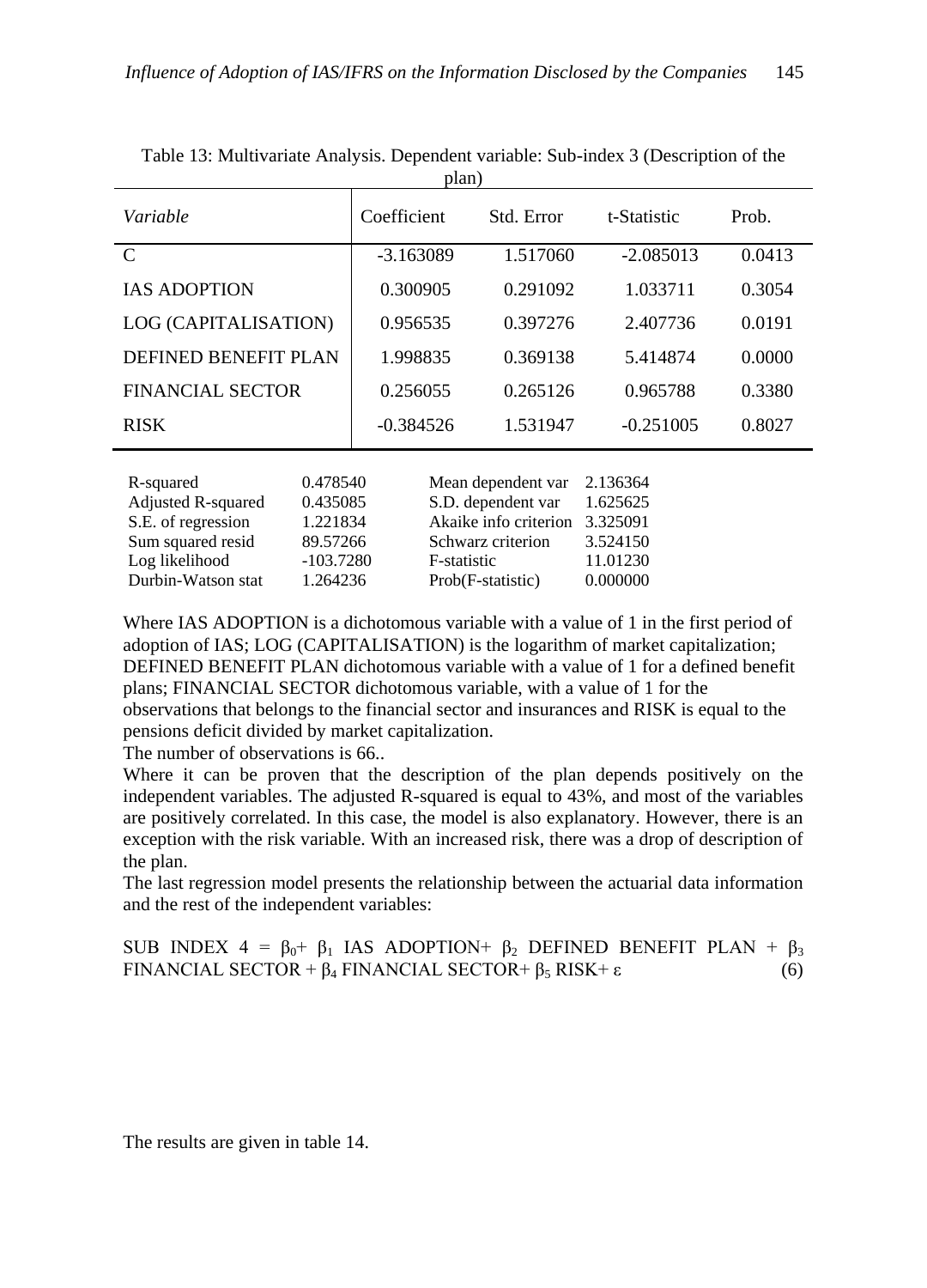Table 13: Multivariate Analysis. Dependent variable: Sub-index 3 (Description of the plan)

| *Variable* | Coefficient | Std. Error | t-Statistic | Prob. |
|---|---|---|---|---|
| C | -3.163089 | 1.517060 | -2.085013 | 0.0413 |
| IAS ADOPTION | 0.300905 | 0.291092 | 1.033711 | 0.3054 |
| LOG (CAPITALISATION) | 0.956535 | 0.397276 | 2.407736 | 0.0191 |
| DEFINED BENEFIT PLAN | 1.998835 | 0.369138 | 5.414874 | 0.0000 |
| FINANCIAL SECTOR | 0.256055 | 0.265126 | 0.965788 | 0.3380 |
| RISK | -0.384526 | 1.531947 | -0.251005 | 0.8027 |

| | | | |
|---|---|---|---|
| R-squared | 0.478540 | Mean dependent var | 2.136364 |
| Adjusted R-squared | 0.435085 | S.D. dependent var | 1.625625 |
| S.E. of regression | 1.221834 | Akaike info criterion | 3.325091 |
| Sum squared resid | 89.57266 | Schwarz criterion | 3.524150 |
| Log likelihood | -103.7280 | F-statistic | 11.01230 |
| Durbin-Watson stat | 1.264236 | Prob(F-statistic) | 0.000000 |

Where IAS ADOPTION is a dichotomous variable with a value of 1 in the first period of adoption of IAS; LOG (CAPITALISATION) is the logarithm of market capitalization; DEFINED BENEFIT PLAN dichotomous variable with a value of 1 for a defined benefit plans; FINANCIAL SECTOR dichotomous variable, with a value of 1 for the observations that belongs to the financial sector and insurances and RISK is equal to the pensions deficit divided by market capitalization.

The number of observations is 66..

Where it can be proven that the description of the plan depends positively on the independent variables. The adjusted R-squared is equal to 43%, and most of the variables are positively correlated. In this case, the model is also explanatory. However, there is an exception with the risk variable. With an increased risk, there was a drop of description of the plan.

The last regression model presents the relationship between the actuarial data information and the rest of the independent variables:

$$\text{SUB INDEX 4} = \beta_0 + \beta_1 \text{ IAS ADOPTION} + \beta_2 \text{ DEFINED BENEFIT PLAN} + \beta_3 \text{ FINANCIAL SECTOR} + \beta_4 \text{ FINANCIAL SECTOR} + \beta_5 \text{ RISK} + \varepsilon \quad (6)$$

The results are given in table 14.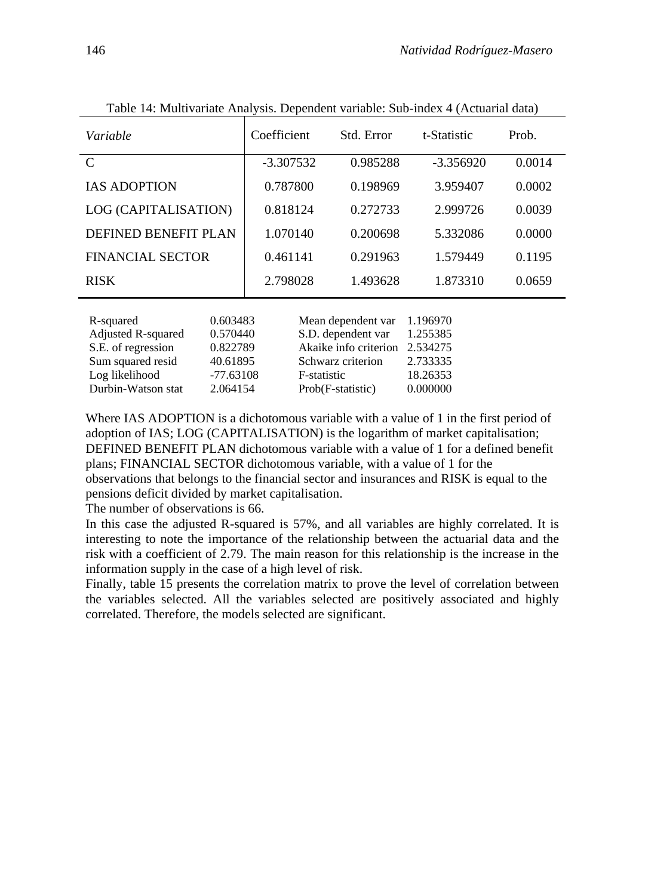Table 14: Multivariate Analysis. Dependent variable: Sub-index 4 (Actuarial data)

| *Variable* | Coefficient | Std. Error | t-Statistic | Prob. |
|---|---|---|---|---|
| C | -3.307532 | 0.985288 | -3.356920 | 0.0014 |
| IAS ADOPTION | 0.787800 | 0.198969 | 3.959407 | 0.0002 |
| LOG (CAPITALISATION) | 0.818124 | 0.272733 | 2.999726 | 0.0039 |
| DEFINED BENEFIT PLAN | 1.070140 | 0.200698 | 5.332086 | 0.0000 |
| FINANCIAL SECTOR | 0.461141 | 0.291963 | 1.579449 | 0.1195 |
| RISK | 2.798028 | 1.493628 | 1.873310 | 0.0659 |

| | | | |
|---|---|---|---|
| R-squared | 0.603483 | Mean dependent var | 1.196970 |
| Adjusted R-squared | 0.570440 | S.D. dependent var | 1.255385 |
| S.E. of regression | 0.822789 | Akaike info criterion | 2.534275 |
| Sum squared resid | 40.61895 | Schwarz criterion | 2.733335 |
| Log likelihood | -77.63108 | F-statistic | 18.26353 |
| Durbin-Watson stat | 2.064154 | Prob(F-statistic) | 0.000000 |

Where IAS ADOPTION is a dichotomous variable with a value of 1 in the first period of adoption of IAS; LOG (CAPITALISATION) is the logarithm of market capitalisation; DEFINED BENEFIT PLAN dichotomous variable with a value of 1 for a defined benefit plans; FINANCIAL SECTOR dichotomous variable, with a value of 1 for the observations that belongs to the financial sector and insurances and RISK is equal to the pensions deficit divided by market capitalisation.

The number of observations is 66.

In this case the adjusted R-squared is 57%, and all variables are highly correlated. It is interesting to note the importance of the relationship between the actuarial data and the risk with a coefficient of 2.79. The main reason for this relationship is the increase in the information supply in the case of a high level of risk.

Finally, table 15 presents the correlation matrix to prove the level of correlation between the variables selected. All the variables selected are positively associated and highly correlated. Therefore, the models selected are significant.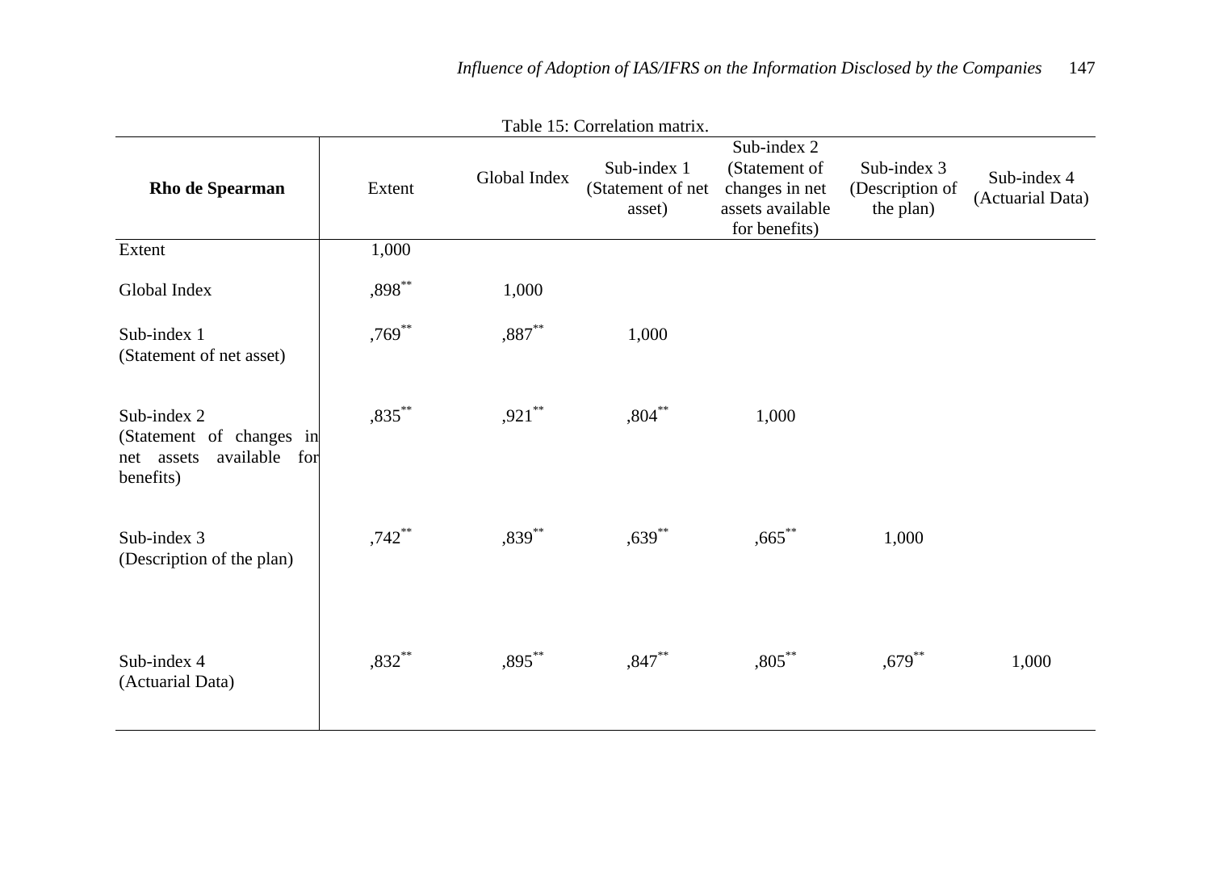Table 15: Correlation matrix.

| **Rho de Spearman** | Extent | Global Index | Sub-index 1 (Statement of net asset) | Sub-index 2 (Statement of changes in net assets available for benefits) | Sub-index 3 (Description of the plan) | Sub-index 4 (Actuarial Data) |
|---|---|---|---|---|---|---|
| Extent | 1,000 | | | | | |
| Global Index | ,898** | 1,000 | | | | |
| Sub-index 1 (Statement of net asset) | ,769** | ,887** | 1,000 | | | |
| Sub-index 2 (Statement of changes in net assets available for benefits) | ,835** | ,921** | ,804** | 1,000 | | |
| Sub-index 3 (Description of the plan) | ,742** | ,839** | ,639** | ,665** | 1,000 | |
| Sub-index 4 (Actuarial Data) | ,832** | ,895** | ,847** | ,805** | ,679** | 1,000 |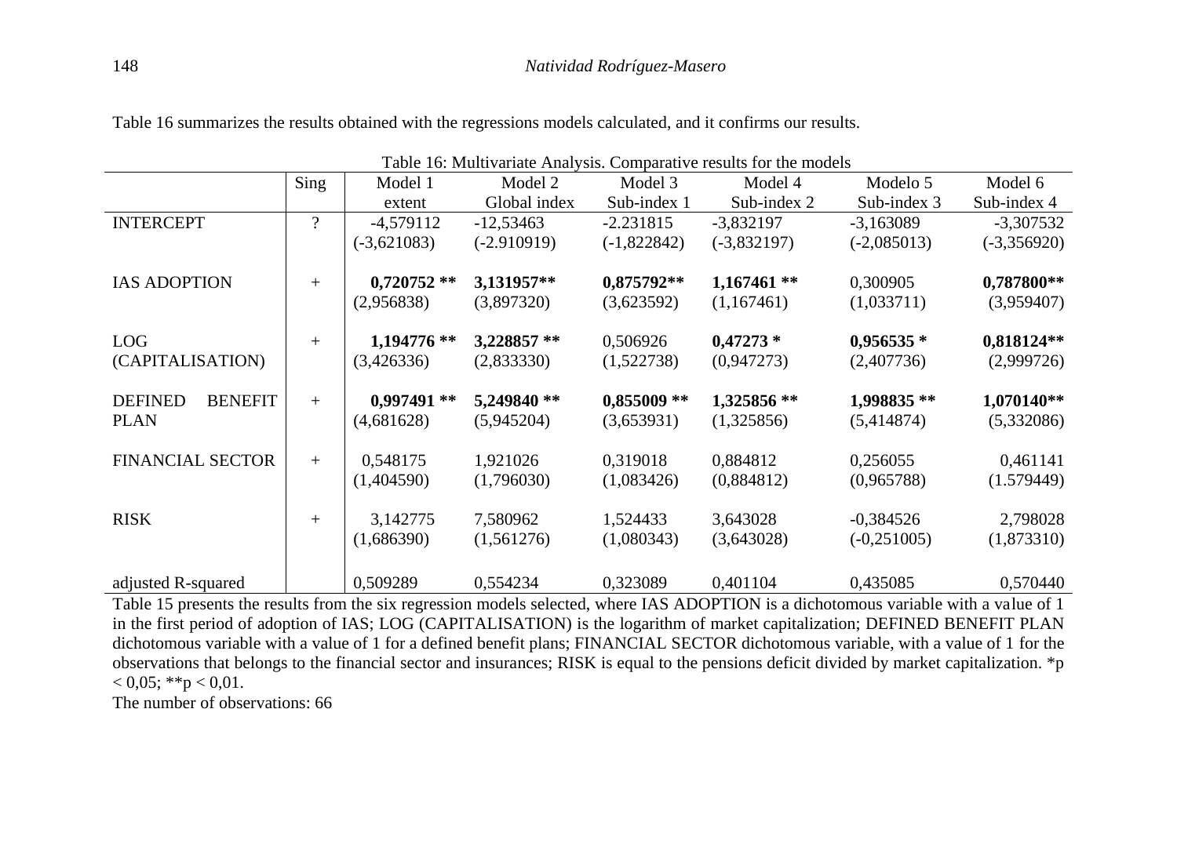Table 16 summarizes the results obtained with the regressions models calculated, and it confirms our results.

Table 16: Multivariate Analysis. Comparative results for the models

| | Sing | Model 1 extent | Model 2 Global index | Model 3 Sub-index 1 | Model 4 Sub-index 2 | Modelo 5 Sub-index 3 | Model 6 Sub-index 4 |
|---|---|---|---|---|---|---|---|
| INTERCEPT | ? | -4,579112 | -12,53463 | -2.231815 | -3,832197 | -3,163089 | -3,307532 |
| | | (-3,621083) | (-2.910919) | (-1,822842) | (-3,832197) | (-2,085013) | (-3,356920) |
| IAS ADOPTION | + | **0,720752 \*\*** | **3,131957\*\*** | **0,875792\*\*** | **1,167461 \*\*** | 0,300905 | **0,787800\*\*** |
| | | (2,956838) | (3,897320) | (3,623592) | (1,167461) | (1,033711) | (3,959407) |
| LOG (CAPITALISATION) | + | **1,194776 \*\*** | **3,228857 \*\*** | 0,506926 | **0,47273 \*** | **0,956535 \*** | **0,818124\*\*** |
| | | (3,426336) | (2,833330) | (1,522738) | (0,947273) | (2,407736) | (2,999726) |
| DEFINED BENEFIT PLAN | + | **0,997491 \*\*** | **5,249840 \*\*** | **0,855009 \*\*** | **1,325856 \*\*** | **1,998835 \*\*** | **1,070140\*\*** |
| | | (4,681628) | (5,945204) | (3,653931) | (1,325856) | (5,414874) | (5,332086) |
| FINANCIAL SECTOR | + | 0,548175 | 1,921026 | 0,319018 | 0,884812 | 0,256055 | 0,461141 |
| | | (1,404590) | (1,796030) | (1,083426) | (0,884812) | (0,965788) | (1.579449) |
| RISK | + | 3,142775 | 7,580962 | 1,524433 | 3,643028 | -0,384526 | 2,798028 |
| | | (1,686390) | (1,561276) | (1,080343) | (3,643028) | (-0,251005) | (1,873310) |
| adjusted R-squared | | 0,509289 | 0,554234 | 0,323089 | 0,401104 | 0,435085 | 0,570440 |

Table 15 presents the results from the six regression models selected, where IAS ADOPTION is a dichotomous variable with a value of 1 in the first period of adoption of IAS; LOG (CAPITALISATION) is the logarithm of market capitalization; DEFINED BENEFIT PLAN dichotomous variable with a value of 1 for a defined benefit plans; FINANCIAL SECTOR dichotomous variable, with a value of 1 for the observations that belongs to the financial sector and insurances; RISK is equal to the pensions deficit divided by market capitalization. \*$p < 0,05$; \*\*$p < 0,01$.

The number of observations: 66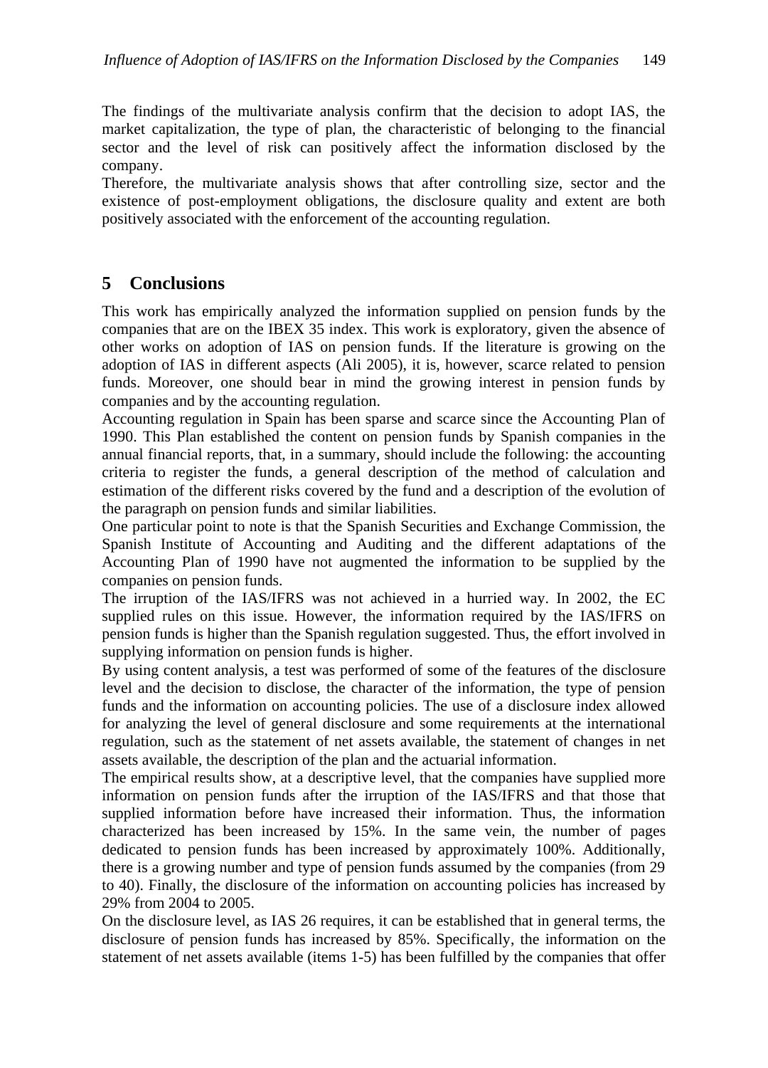The findings of the multivariate analysis confirm that the decision to adopt IAS, the market capitalization, the type of plan, the characteristic of belonging to the financial sector and the level of risk can positively affect the information disclosed by the company.

Therefore, the multivariate analysis shows that after controlling size, sector and the existence of post-employment obligations, the disclosure quality and extent are both positively associated with the enforcement of the accounting regulation.

## 5 Conclusions

This work has empirically analyzed the information supplied on pension funds by the companies that are on the IBEX 35 index. This work is exploratory, given the absence of other works on adoption of IAS on pension funds. If the literature is growing on the adoption of IAS in different aspects (Ali 2005), it is, however, scarce related to pension funds. Moreover, one should bear in mind the growing interest in pension funds by companies and by the accounting regulation.

Accounting regulation in Spain has been sparse and scarce since the Accounting Plan of 1990. This Plan established the content on pension funds by Spanish companies in the annual financial reports, that, in a summary, should include the following: the accounting criteria to register the funds, a general description of the method of calculation and estimation of the different risks covered by the fund and a description of the evolution of the paragraph on pension funds and similar liabilities.

One particular point to note is that the Spanish Securities and Exchange Commission, the Spanish Institute of Accounting and Auditing and the different adaptations of the Accounting Plan of 1990 have not augmented the information to be supplied by the companies on pension funds.

The irruption of the IAS/IFRS was not achieved in a hurried way. In 2002, the EC supplied rules on this issue. However, the information required by the IAS/IFRS on pension funds is higher than the Spanish regulation suggested. Thus, the effort involved in supplying information on pension funds is higher.

By using content analysis, a test was performed of some of the features of the disclosure level and the decision to disclose, the character of the information, the type of pension funds and the information on accounting policies. The use of a disclosure index allowed for analyzing the level of general disclosure and some requirements at the international regulation, such as the statement of net assets available, the statement of changes in net assets available, the description of the plan and the actuarial information.

The empirical results show, at a descriptive level, that the companies have supplied more information on pension funds after the irruption of the IAS/IFRS and that those that supplied information before have increased their information. Thus, the information characterized has been increased by 15%. In the same vein, the number of pages dedicated to pension funds has been increased by approximately 100%. Additionally, there is a growing number and type of pension funds assumed by the companies (from 29 to 40). Finally, the disclosure of the information on accounting policies has increased by 29% from 2004 to 2005.

On the disclosure level, as IAS 26 requires, it can be established that in general terms, the disclosure of pension funds has increased by 85%. Specifically, the information on the statement of net assets available (items 1-5) has been fulfilled by the companies that offer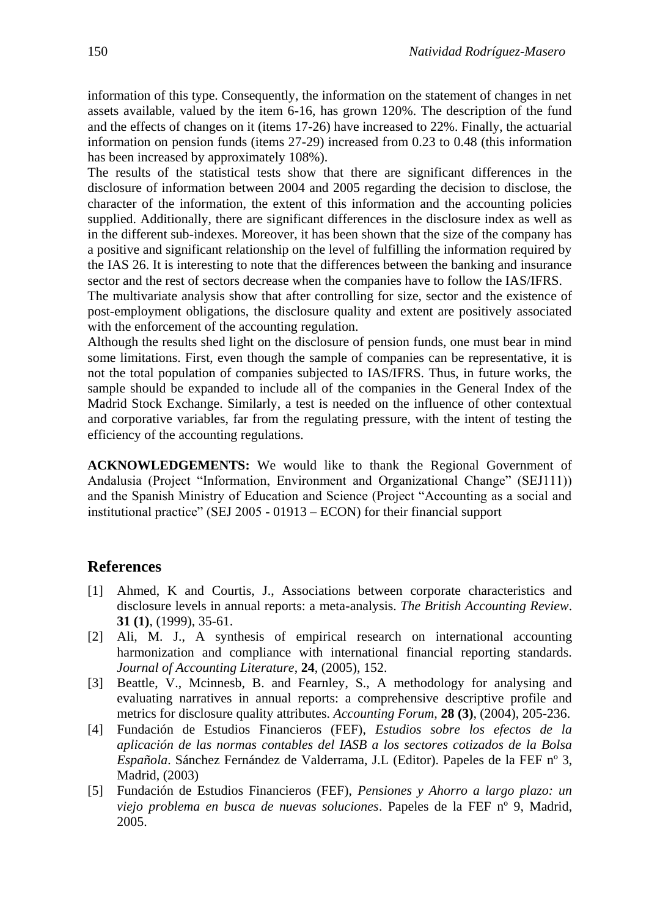information of this type. Consequently, the information on the statement of changes in net assets available, valued by the item 6-16, has grown 120%. The description of the fund and the effects of changes on it (items 17-26) have increased to 22%. Finally, the actuarial information on pension funds (items 27-29) increased from 0.23 to 0.48 (this information has been increased by approximately 108%).

The results of the statistical tests show that there are significant differences in the disclosure of information between 2004 and 2005 regarding the decision to disclose, the character of the information, the extent of this information and the accounting policies supplied. Additionally, there are significant differences in the disclosure index as well as in the different sub-indexes. Moreover, it has been shown that the size of the company has a positive and significant relationship on the level of fulfilling the information required by the IAS 26. It is interesting to note that the differences between the banking and insurance sector and the rest of sectors decrease when the companies have to follow the IAS/IFRS.

The multivariate analysis show that after controlling for size, sector and the existence of post-employment obligations, the disclosure quality and extent are positively associated with the enforcement of the accounting regulation.

Although the results shed light on the disclosure of pension funds, one must bear in mind some limitations. First, even though the sample of companies can be representative, it is not the total population of companies subjected to IAS/IFRS. Thus, in future works, the sample should be expanded to include all of the companies in the General Index of the Madrid Stock Exchange. Similarly, a test is needed on the influence of other contextual and corporative variables, far from the regulating pressure, with the intent of testing the efficiency of the accounting regulations.

**ACKNOWLEDGEMENTS:** We would like to thank the Regional Government of Andalusia (Project "Information, Environment and Organizational Change" (SEJ111)) and the Spanish Ministry of Education and Science (Project "Accounting as a social and institutional practice" (SEJ 2005 - 01913 – ECON) for their financial support

## References

[1] Ahmed, K and Courtis, J., Associations between corporate characteristics and disclosure levels in annual reports: a meta-analysis. *The British Accounting Review*. **31 (1)**, (1999), 35-61.

[2] Ali, M. J., A synthesis of empirical research on international accounting harmonization and compliance with international financial reporting standards. *Journal of Accounting Literature*, **24**, (2005), 152.

[3] Beattle, V., Mcinnesb, B. and Fearnley, S., A methodology for analysing and evaluating narratives in annual reports: a comprehensive descriptive profile and metrics for disclosure quality attributes. *Accounting Forum*, **28 (3)**, (2004), 205-236.

[4] Fundación de Estudios Financieros (FEF), *Estudios sobre los efectos de la aplicación de las normas contables del IASB a los sectores cotizados de la Bolsa Española*. Sánchez Fernández de Valderrama, J.L (Editor). Papeles de la FEF nº 3, Madrid, (2003)

[5] Fundación de Estudios Financieros (FEF), *Pensiones y Ahorro a largo plazo: un viejo problema en busca de nuevas soluciones*. Papeles de la FEF nº 9, Madrid, 2005.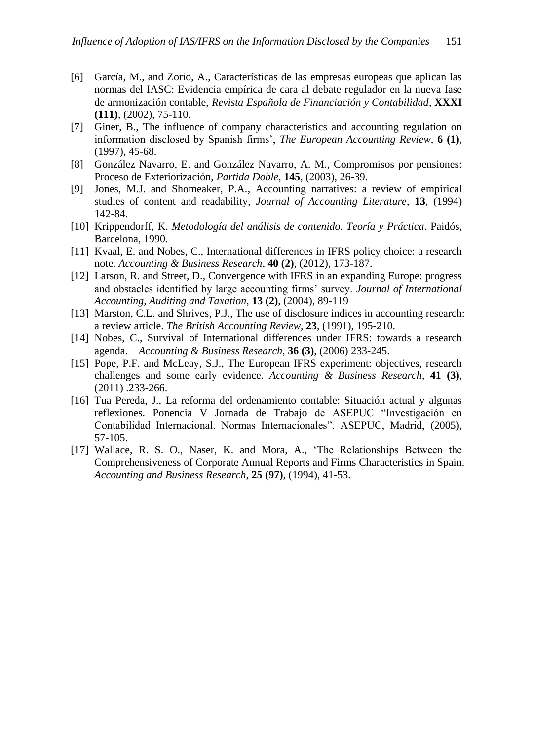[6] García, M., and Zorio, A., Características de las empresas europeas que aplican las normas del IASC: Evidencia empírica de cara al debate regulador en la nueva fase de armonización contable, *Revista Española de Financiación y Contabilidad*, **XXXI (111)**, (2002), 75-110.

[7] Giner, B., The influence of company characteristics and accounting regulation on information disclosed by Spanish firms', *The European Accounting Review*, **6 (1)**, (1997), 45-68.

[8] González Navarro, E. and González Navarro, A. M., Compromisos por pensiones: Proceso de Exteriorización, *Partida Doble*, **145**, (2003), 26-39.

[9] Jones, M.J. and Shomeaker, P.A., Accounting narratives: a review of empirical studies of content and readability, *Journal of Accounting Literature*, **13**, (1994) 142-84.

[10] Krippendorff, K. *Metodología del análisis de contenido. Teoría y Práctica*. Paidós, Barcelona, 1990.

[11] Kvaal, E. and Nobes, C., International differences in IFRS policy choice: a research note. *Accounting & Business Research*, **40 (2)**, (2012), 173-187.

[12] Larson, R. and Street, D., Convergence with IFRS in an expanding Europe: progress and obstacles identified by large accounting firms' survey. *Journal of International Accounting, Auditing and Taxation*, **13 (2)**, (2004), 89-119

[13] Marston, C.L. and Shrives, P.J., The use of disclosure indices in accounting research: a review article. *The British Accounting Review*, **23**, (1991), 195-210.

[14] Nobes, C., Survival of International differences under IFRS: towards a research agenda. *Accounting & Business Research*, **36 (3)**, (2006) 233-245.

[15] Pope, P.F. and McLeay, S.J., The European IFRS experiment: objectives, research challenges and some early evidence. *Accounting & Business Research*, **41 (3)**, (2011) .233-266.

[16] Tua Pereda, J., La reforma del ordenamiento contable: Situación actual y algunas reflexiones. Ponencia V Jornada de Trabajo de ASEPUC "Investigación en Contabilidad Internacional. Normas Internacionales". ASEPUC, Madrid, (2005), 57-105.

[17] Wallace, R. S. O., Naser, K. and Mora, A., 'The Relationships Between the Comprehensiveness of Corporate Annual Reports and Firms Characteristics in Spain. *Accounting and Business Research*, **25 (97)**, (1994), 41-53.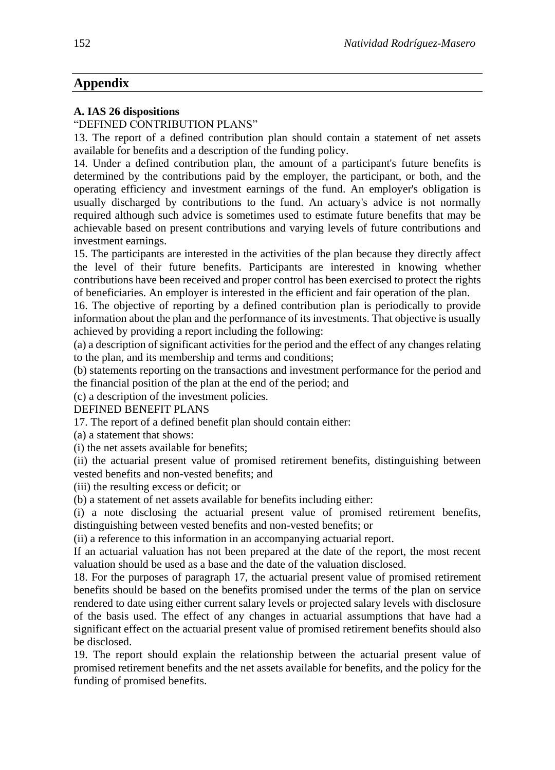## Appendix

**A. IAS 26 dispositions**

"DEFINED CONTRIBUTION PLANS"

13. The report of a defined contribution plan should contain a statement of net assets available for benefits and a description of the funding policy.

14. Under a defined contribution plan, the amount of a participant's future benefits is determined by the contributions paid by the employer, the participant, or both, and the operating efficiency and investment earnings of the fund. An employer's obligation is usually discharged by contributions to the fund. An actuary's advice is not normally required although such advice is sometimes used to estimate future benefits that may be achievable based on present contributions and varying levels of future contributions and investment earnings.

15. The participants are interested in the activities of the plan because they directly affect the level of their future benefits. Participants are interested in knowing whether contributions have been received and proper control has been exercised to protect the rights of beneficiaries. An employer is interested in the efficient and fair operation of the plan.

16. The objective of reporting by a defined contribution plan is periodically to provide information about the plan and the performance of its investments. That objective is usually achieved by providing a report including the following:

(a) a description of significant activities for the period and the effect of any changes relating to the plan, and its membership and terms and conditions;

(b) statements reporting on the transactions and investment performance for the period and the financial position of the plan at the end of the period; and

(c) a description of the investment policies.

DEFINED BENEFIT PLANS

17. The report of a defined benefit plan should contain either:

(a) a statement that shows:

(i) the net assets available for benefits;

(ii) the actuarial present value of promised retirement benefits, distinguishing between vested benefits and non-vested benefits; and

(iii) the resulting excess or deficit; or

(b) a statement of net assets available for benefits including either:

(i) a note disclosing the actuarial present value of promised retirement benefits, distinguishing between vested benefits and non-vested benefits; or

(ii) a reference to this information in an accompanying actuarial report.

If an actuarial valuation has not been prepared at the date of the report, the most recent valuation should be used as a base and the date of the valuation disclosed.

18. For the purposes of paragraph 17, the actuarial present value of promised retirement benefits should be based on the benefits promised under the terms of the plan on service rendered to date using either current salary levels or projected salary levels with disclosure of the basis used. The effect of any changes in actuarial assumptions that have had a significant effect on the actuarial present value of promised retirement benefits should also be disclosed.

19. The report should explain the relationship between the actuarial present value of promised retirement benefits and the net assets available for benefits, and the policy for the funding of promised benefits.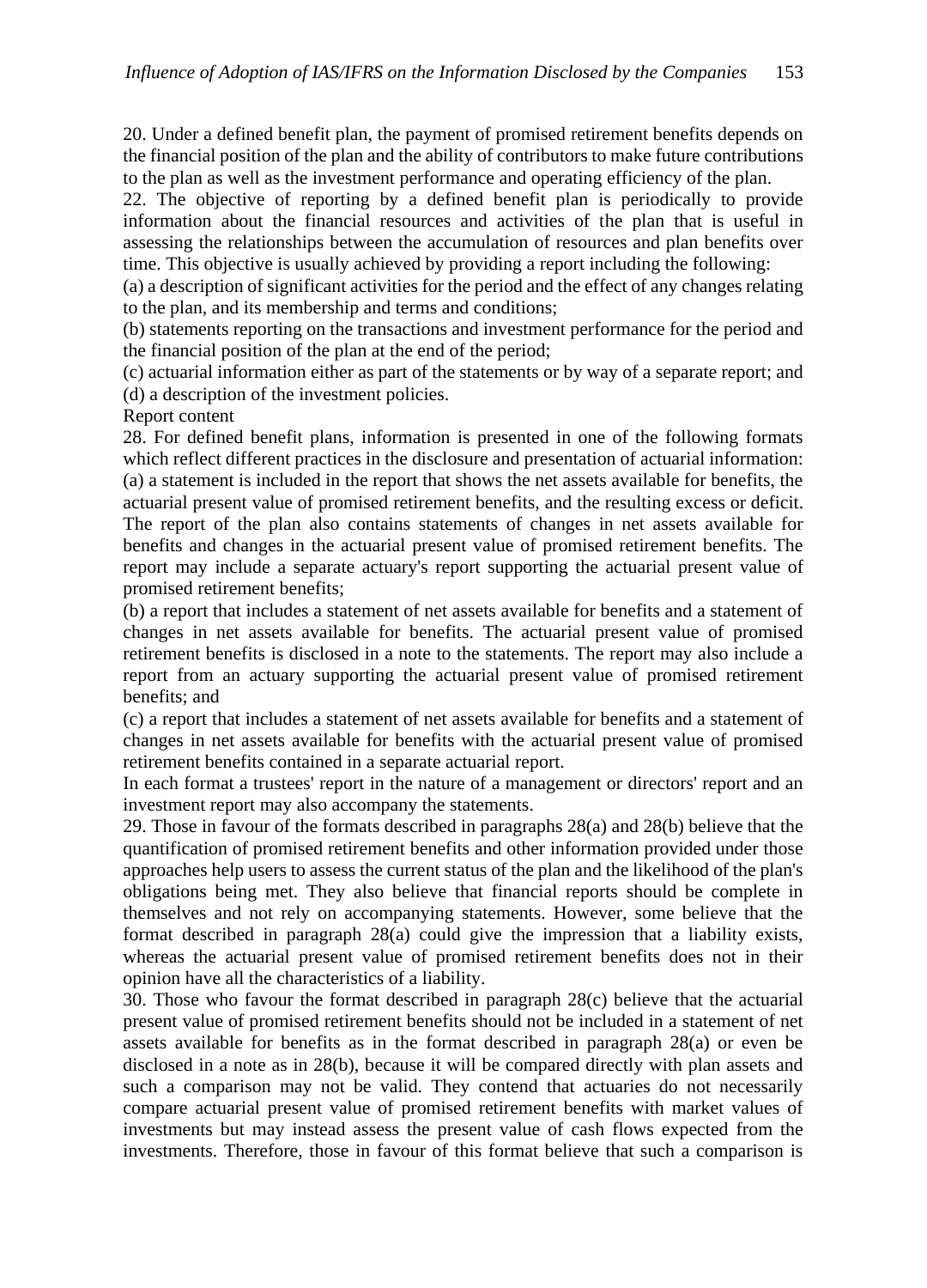20. Under a defined benefit plan, the payment of promised retirement benefits depends on the financial position of the plan and the ability of contributors to make future contributions to the plan as well as the investment performance and operating efficiency of the plan.

22. The objective of reporting by a defined benefit plan is periodically to provide information about the financial resources and activities of the plan that is useful in assessing the relationships between the accumulation of resources and plan benefits over time. This objective is usually achieved by providing a report including the following:

(a) a description of significant activities for the period and the effect of any changes relating to the plan, and its membership and terms and conditions;

(b) statements reporting on the transactions and investment performance for the period and the financial position of the plan at the end of the period;

(c) actuarial information either as part of the statements or by way of a separate report; and

(d) a description of the investment policies.

Report content

28. For defined benefit plans, information is presented in one of the following formats which reflect different practices in the disclosure and presentation of actuarial information:

(a) a statement is included in the report that shows the net assets available for benefits, the actuarial present value of promised retirement benefits, and the resulting excess or deficit. The report of the plan also contains statements of changes in net assets available for benefits and changes in the actuarial present value of promised retirement benefits. The report may include a separate actuary's report supporting the actuarial present value of promised retirement benefits;

(b) a report that includes a statement of net assets available for benefits and a statement of changes in net assets available for benefits. The actuarial present value of promised retirement benefits is disclosed in a note to the statements. The report may also include a report from an actuary supporting the actuarial present value of promised retirement benefits; and

(c) a report that includes a statement of net assets available for benefits and a statement of changes in net assets available for benefits with the actuarial present value of promised retirement benefits contained in a separate actuarial report.

In each format a trustees' report in the nature of a management or directors' report and an investment report may also accompany the statements.

29. Those in favour of the formats described in paragraphs 28(a) and 28(b) believe that the quantification of promised retirement benefits and other information provided under those approaches help users to assess the current status of the plan and the likelihood of the plan's obligations being met. They also believe that financial reports should be complete in themselves and not rely on accompanying statements. However, some believe that the format described in paragraph 28(a) could give the impression that a liability exists, whereas the actuarial present value of promised retirement benefits does not in their opinion have all the characteristics of a liability.

30. Those who favour the format described in paragraph 28(c) believe that the actuarial present value of promised retirement benefits should not be included in a statement of net assets available for benefits as in the format described in paragraph 28(a) or even be disclosed in a note as in 28(b), because it will be compared directly with plan assets and such a comparison may not be valid. They contend that actuaries do not necessarily compare actuarial present value of promised retirement benefits with market values of investments but may instead assess the present value of cash flows expected from the investments. Therefore, those in favour of this format believe that such a comparison is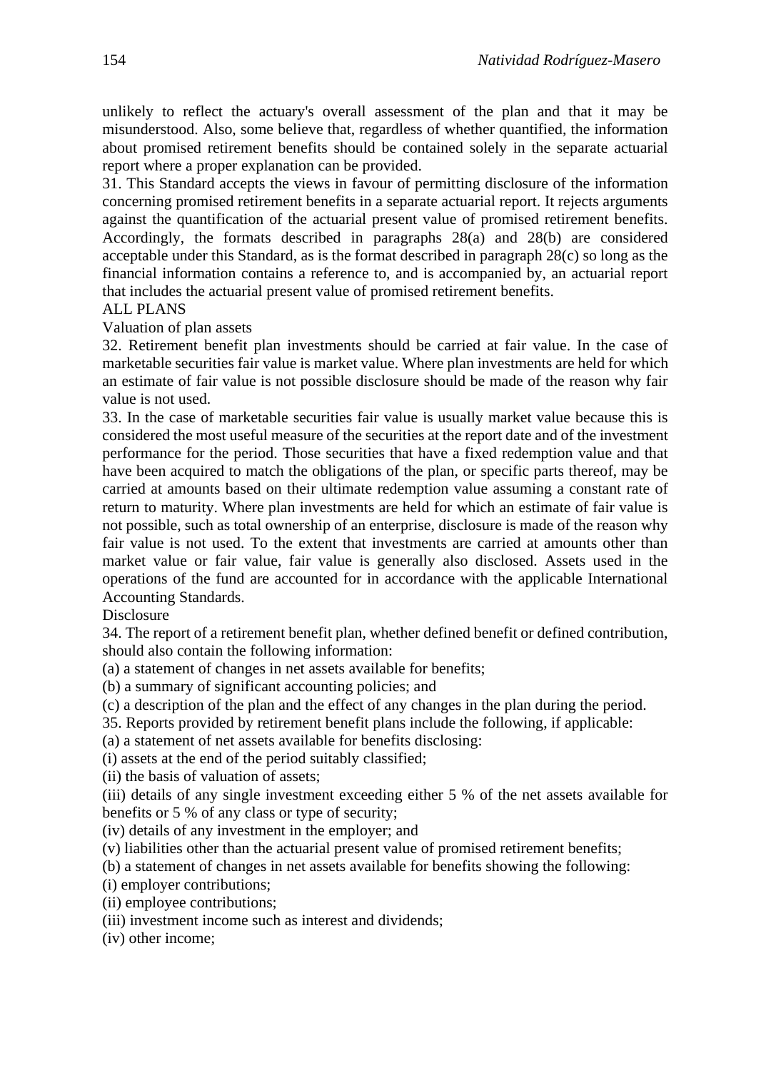unlikely to reflect the actuary's overall assessment of the plan and that it may be misunderstood. Also, some believe that, regardless of whether quantified, the information about promised retirement benefits should be contained solely in the separate actuarial report where a proper explanation can be provided.

31. This Standard accepts the views in favour of permitting disclosure of the information concerning promised retirement benefits in a separate actuarial report. It rejects arguments against the quantification of the actuarial present value of promised retirement benefits. Accordingly, the formats described in paragraphs 28(a) and 28(b) are considered acceptable under this Standard, as is the format described in paragraph 28(c) so long as the financial information contains a reference to, and is accompanied by, an actuarial report that includes the actuarial present value of promised retirement benefits.

ALL PLANS

Valuation of plan assets

32. Retirement benefit plan investments should be carried at fair value. In the case of marketable securities fair value is market value. Where plan investments are held for which an estimate of fair value is not possible disclosure should be made of the reason why fair value is not used.

33. In the case of marketable securities fair value is usually market value because this is considered the most useful measure of the securities at the report date and of the investment performance for the period. Those securities that have a fixed redemption value and that have been acquired to match the obligations of the plan, or specific parts thereof, may be carried at amounts based on their ultimate redemption value assuming a constant rate of return to maturity. Where plan investments are held for which an estimate of fair value is not possible, such as total ownership of an enterprise, disclosure is made of the reason why fair value is not used. To the extent that investments are carried at amounts other than market value or fair value, fair value is generally also disclosed. Assets used in the operations of the fund are accounted for in accordance with the applicable International Accounting Standards.

Disclosure

34. The report of a retirement benefit plan, whether defined benefit or defined contribution, should also contain the following information:

(a) a statement of changes in net assets available for benefits;

(b) a summary of significant accounting policies; and

(c) a description of the plan and the effect of any changes in the plan during the period.

35. Reports provided by retirement benefit plans include the following, if applicable:

(a) a statement of net assets available for benefits disclosing:

(i) assets at the end of the period suitably classified;

(ii) the basis of valuation of assets;

(iii) details of any single investment exceeding either 5 % of the net assets available for benefits or 5 % of any class or type of security;

(iv) details of any investment in the employer; and

(v) liabilities other than the actuarial present value of promised retirement benefits;

(b) a statement of changes in net assets available for benefits showing the following:

(i) employer contributions;

(ii) employee contributions;

(iii) investment income such as interest and dividends;

(iv) other income;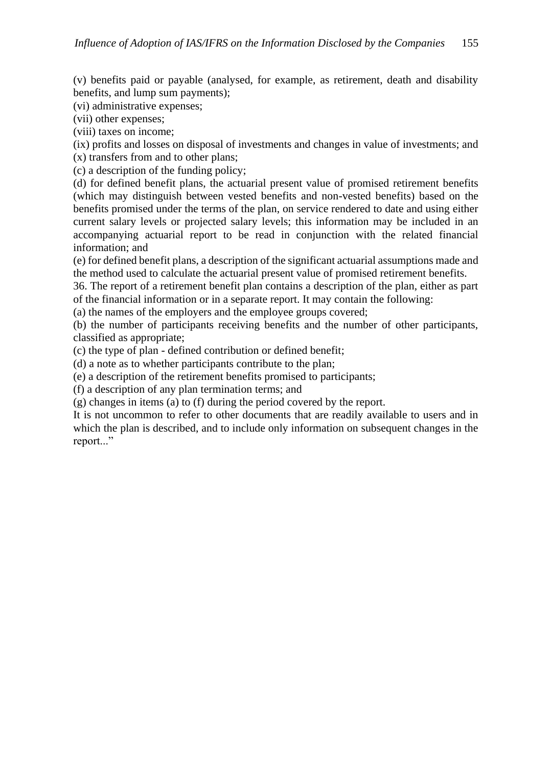(v) benefits paid or payable (analysed, for example, as retirement, death and disability benefits, and lump sum payments);

(vi) administrative expenses;

(vii) other expenses;

(viii) taxes on income;

(ix) profits and losses on disposal of investments and changes in value of investments; and

(x) transfers from and to other plans;

(c) a description of the funding policy;

(d) for defined benefit plans, the actuarial present value of promised retirement benefits (which may distinguish between vested benefits and non-vested benefits) based on the benefits promised under the terms of the plan, on service rendered to date and using either current salary levels or projected salary levels; this information may be included in an accompanying actuarial report to be read in conjunction with the related financial information; and

(e) for defined benefit plans, a description of the significant actuarial assumptions made and the method used to calculate the actuarial present value of promised retirement benefits.

36. The report of a retirement benefit plan contains a description of the plan, either as part of the financial information or in a separate report. It may contain the following:

(a) the names of the employers and the employee groups covered;

(b) the number of participants receiving benefits and the number of other participants, classified as appropriate;

(c) the type of plan - defined contribution or defined benefit;

(d) a note as to whether participants contribute to the plan;

(e) a description of the retirement benefits promised to participants;

(f) a description of any plan termination terms; and

(g) changes in items (a) to (f) during the period covered by the report.

It is not uncommon to refer to other documents that are readily available to users and in which the plan is described, and to include only information on subsequent changes in the report..."